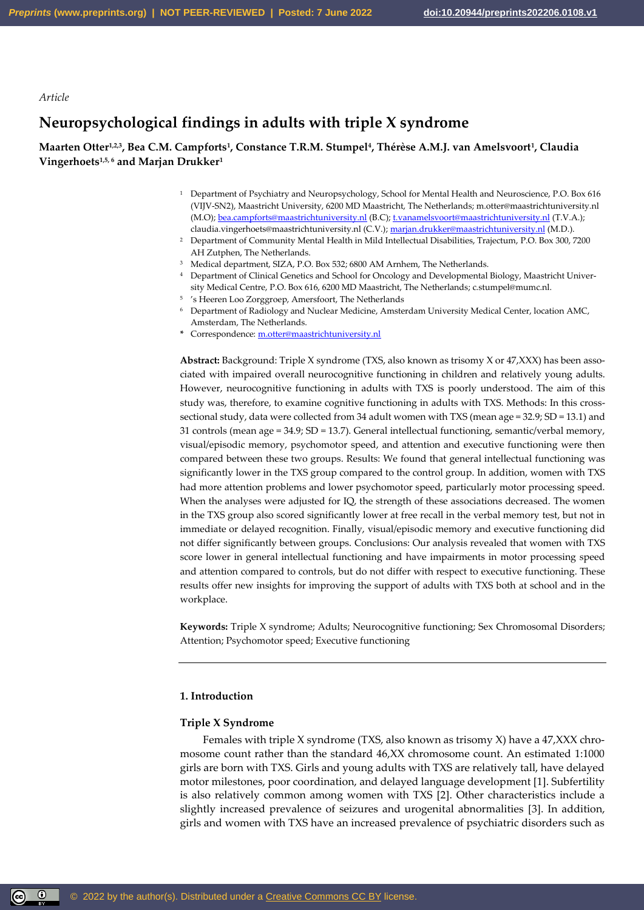*Article*

# Neuropsychological findings in adults with triple X syndrome

**Maarten Otter[1,2,3], Bea C.M. Campforts[1], Constance T.R.M. Stumpel[4], Thérèse A.M.J. van Amelsvoort[1], Claudia Vingerhoets[1,5, 6] and Marjan Drukker[1]**

[1] Department of Psychiatry and Neuropsychology, School for Mental Health and Neuroscience, P.O. Box 616 (VIJV-SN2), Maastricht University, 6200 MD Maastricht, The Netherlands; m.otter@maastrichtuniversity.nl (M.O); bea.campforts@maastrichtuniversity.nl (B.C); t.vanamelsvoort@maastrichtuniversity.nl (T.V.A.); claudia.vingerhoets@maastrichtuniversity.nl (C.V.); marjan.drukker@maastrichtuniversity.nl (M.D.).

[2] Department of Community Mental Health in Mild Intellectual Disabilities, Trajectum, P.O. Box 300, 7200 AH Zutphen, The Netherlands.

[3] Medical department, SIZA, P.O. Box 532; 6800 AM Arnhem, The Netherlands.

[4] Department of Clinical Genetics and School for Oncology and Developmental Biology, Maastricht University Medical Centre, P.O. Box 616, 6200 MD Maastricht, The Netherlands; c.stumpel@mumc.nl.

[5] 's Heeren Loo Zorggroep, Amersfoort, The Netherlands

[6] Department of Radiology and Nuclear Medicine, Amsterdam University Medical Center, location AMC, Amsterdam, The Netherlands.

\* Correspondence: m.otter@maastrichtuniversity.nl

**Abstract:** Background: Triple X syndrome (TXS, also known as trisomy X or 47,XXX) has been associated with impaired overall neurocognitive functioning in children and relatively young adults. However, neurocognitive functioning in adults with TXS is poorly understood. The aim of this study was, therefore, to examine cognitive functioning in adults with TXS. Methods: In this cross-sectional study, data were collected from 34 adult women with TXS (mean age = 32.9; SD = 13.1) and 31 controls (mean age = 34.9; SD = 13.7). General intellectual functioning, semantic/verbal memory, visual/episodic memory, psychomotor speed, and attention and executive functioning were then compared between these two groups. Results: We found that general intellectual functioning was significantly lower in the TXS group compared to the control group. In addition, women with TXS had more attention problems and lower psychomotor speed, particularly motor processing speed. When the analyses were adjusted for IQ, the strength of these associations decreased. The women in the TXS group also scored significantly lower at free recall in the verbal memory test, but not in immediate or delayed recognition. Finally, visual/episodic memory and executive functioning did not differ significantly between groups. Conclusions: Our analysis revealed that women with TXS score lower in general intellectual functioning and have impairments in motor processing speed and attention compared to controls, but do not differ with respect to executive functioning. These results offer new insights for improving the support of adults with TXS both at school and in the workplace.

**Keywords:** Triple X syndrome; Adults; Neurocognitive functioning; Sex Chromosomal Disorders; Attention; Psychomotor speed; Executive functioning

## 1. Introduction

### Triple X Syndrome

Females with triple X syndrome (TXS, also known as trisomy X) have a 47,XXX chromosome count rather than the standard 46,XX chromosome count. An estimated 1:1000 girls are born with TXS. Girls and young adults with TXS are relatively tall, have delayed motor milestones, poor coordination, and delayed language development [1]. Subfertility is also relatively common among women with TXS [2]. Other characteristics include a slightly increased prevalence of seizures and urogenital abnormalities [3]. In addition, girls and women with TXS have an increased prevalence of psychiatric disorders such as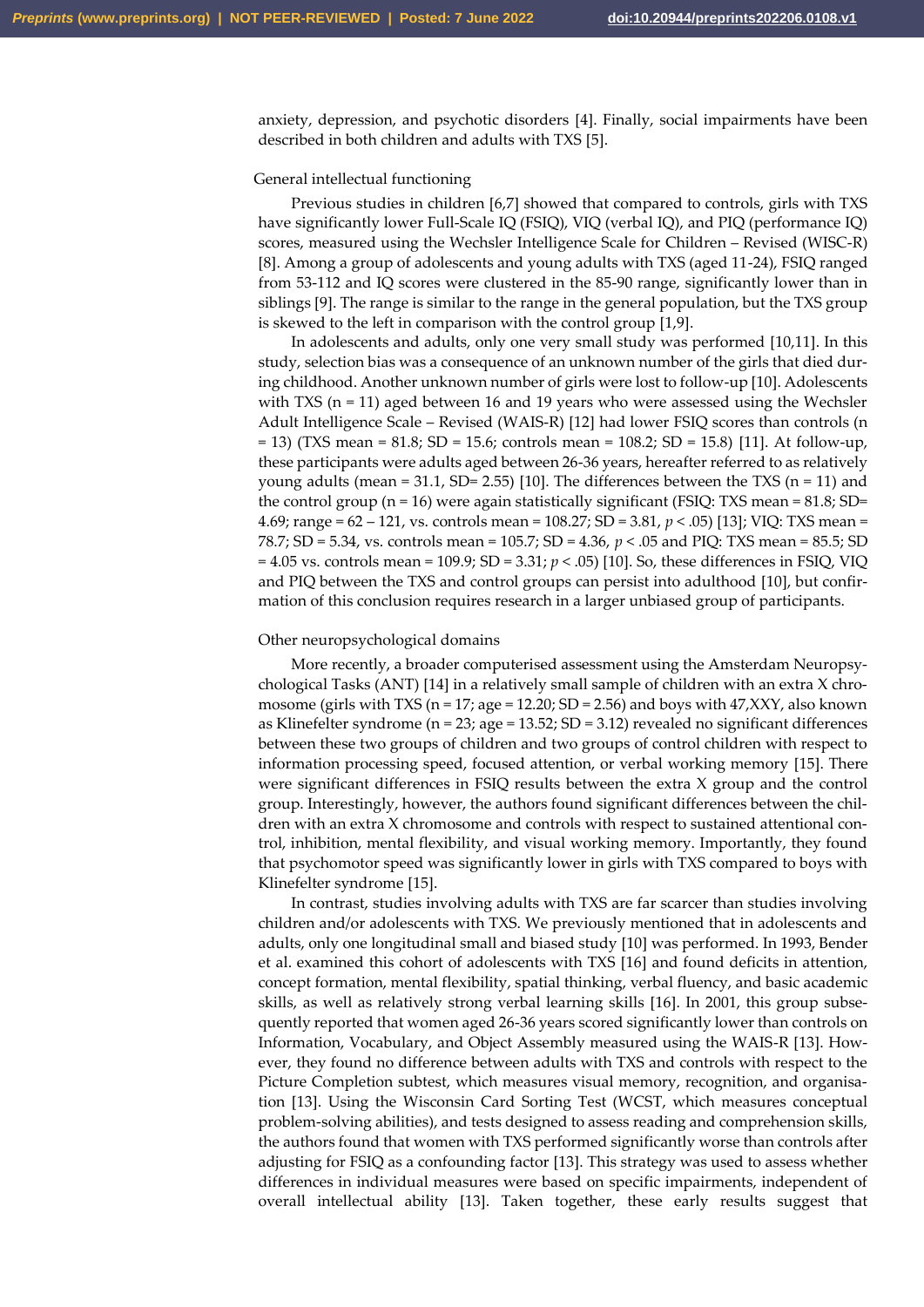anxiety, depression, and psychotic disorders [4]. Finally, social impairments have been described in both children and adults with TXS [5].

## General intellectual functioning

Previous studies in children [6,7] showed that compared to controls, girls with TXS have significantly lower Full-Scale IQ (FSIQ), VIQ (verbal IQ), and PIQ (performance IQ) scores, measured using the Wechsler Intelligence Scale for Children – Revised (WISC-R) [8]. Among a group of adolescents and young adults with TXS (aged 11-24), FSIQ ranged from 53-112 and IQ scores were clustered in the 85-90 range, significantly lower than in siblings [9]. The range is similar to the range in the general population, but the TXS group is skewed to the left in comparison with the control group [1,9].

In adolescents and adults, only one very small study was performed [10,11]. In this study, selection bias was a consequence of an unknown number of the girls that died during childhood. Another unknown number of girls were lost to follow-up [10]. Adolescents with TXS (n = 11) aged between 16 and 19 years who were assessed using the Wechsler Adult Intelligence Scale – Revised (WAIS-R) [12] had lower FSIQ scores than controls (n = 13) (TXS mean = 81.8; SD = 15.6; controls mean = 108.2; SD = 15.8) [11]. At follow-up, these participants were adults aged between 26-36 years, hereafter referred to as relatively young adults (mean = 31.1, SD= 2.55) [10]. The differences between the TXS (n = 11) and the control group (n = 16) were again statistically significant (FSIQ: TXS mean = 81.8; SD= 4.69; range = 62 – 121, vs. controls mean = 108.27; SD = 3.81, $p < .05$) [13]; VIQ: TXS mean = 78.7; SD = 5.34, vs. controls mean = 105.7; SD = 4.36, $p < .05$ and PIQ: TXS mean = 85.5; SD = 4.05 vs. controls mean = 109.9; SD = 3.31; $p < .05$) [10]. So, these differences in FSIQ, VIQ and PIQ between the TXS and control groups can persist into adulthood [10], but confirmation of this conclusion requires research in a larger unbiased group of participants.

## Other neuropsychological domains

More recently, a broader computerised assessment using the Amsterdam Neuropsychological Tasks (ANT) [14] in a relatively small sample of children with an extra X chromosome (girls with TXS (n = 17; age = 12.20; SD = 2.56) and boys with 47,XXY, also known as Klinefelter syndrome (n = 23; age = 13.52; SD = 3.12) revealed no significant differences between these two groups of children and two groups of control children with respect to information processing speed, focused attention, or verbal working memory [15]. There were significant differences in FSIQ results between the extra X group and the control group. Interestingly, however, the authors found significant differences between the children with an extra X chromosome and controls with respect to sustained attentional control, inhibition, mental flexibility, and visual working memory. Importantly, they found that psychomotor speed was significantly lower in girls with TXS compared to boys with Klinefelter syndrome [15].

In contrast, studies involving adults with TXS are far scarcer than studies involving children and/or adolescents with TXS. We previously mentioned that in adolescents and adults, only one longitudinal small and biased study [10] was performed. In 1993, Bender et al. examined this cohort of adolescents with TXS [16] and found deficits in attention, concept formation, mental flexibility, spatial thinking, verbal fluency, and basic academic skills, as well as relatively strong verbal learning skills [16]. In 2001, this group subsequently reported that women aged 26-36 years scored significantly lower than controls on Information, Vocabulary, and Object Assembly measured using the WAIS-R [13]. However, they found no difference between adults with TXS and controls with respect to the Picture Completion subtest, which measures visual memory, recognition, and organisation [13]. Using the Wisconsin Card Sorting Test (WCST, which measures conceptual problem-solving abilities), and tests designed to assess reading and comprehension skills, the authors found that women with TXS performed significantly worse than controls after adjusting for FSIQ as a confounding factor [13]. This strategy was used to assess whether differences in individual measures were based on specific impairments, independent of overall intellectual ability [13]. Taken together, these early results suggest that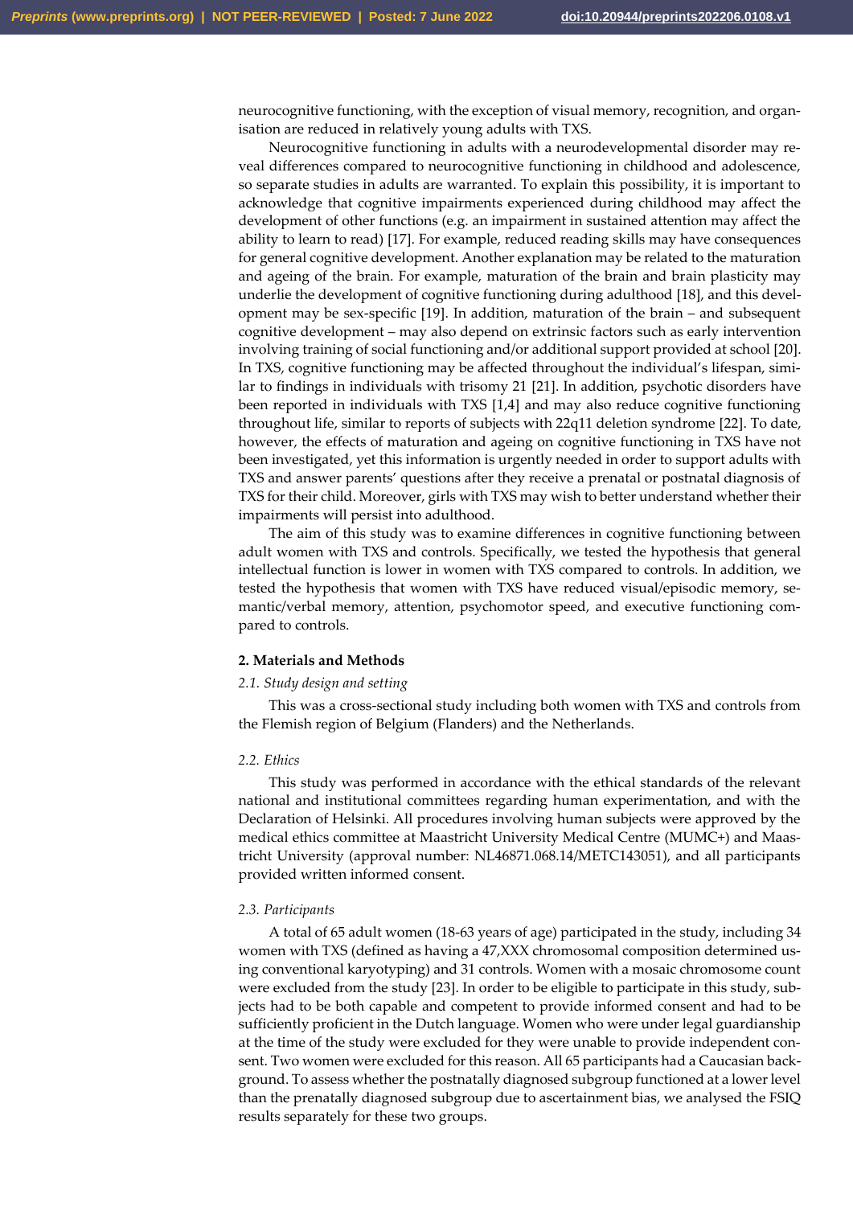neurocognitive functioning, with the exception of visual memory, recognition, and organisation are reduced in relatively young adults with TXS.

Neurocognitive functioning in adults with a neurodevelopmental disorder may reveal differences compared to neurocognitive functioning in childhood and adolescence, so separate studies in adults are warranted. To explain this possibility, it is important to acknowledge that cognitive impairments experienced during childhood may affect the development of other functions (e.g. an impairment in sustained attention may affect the ability to learn to read) [17]. For example, reduced reading skills may have consequences for general cognitive development. Another explanation may be related to the maturation and ageing of the brain. For example, maturation of the brain and brain plasticity may underlie the development of cognitive functioning during adulthood [18], and this development may be sex-specific [19]. In addition, maturation of the brain – and subsequent cognitive development – may also depend on extrinsic factors such as early intervention involving training of social functioning and/or additional support provided at school [20]. In TXS, cognitive functioning may be affected throughout the individual's lifespan, similar to findings in individuals with trisomy 21 [21]. In addition, psychotic disorders have been reported in individuals with TXS [1,4] and may also reduce cognitive functioning throughout life, similar to reports of subjects with 22q11 deletion syndrome [22]. To date, however, the effects of maturation and ageing on cognitive functioning in TXS have not been investigated, yet this information is urgently needed in order to support adults with TXS and answer parents' questions after they receive a prenatal or postnatal diagnosis of TXS for their child. Moreover, girls with TXS may wish to better understand whether their impairments will persist into adulthood.

The aim of this study was to examine differences in cognitive functioning between adult women with TXS and controls. Specifically, we tested the hypothesis that general intellectual function is lower in women with TXS compared to controls. In addition, we tested the hypothesis that women with TXS have reduced visual/episodic memory, semantic/verbal memory, attention, psychomotor speed, and executive functioning compared to controls.

## 2. Materials and Methods

### *2.1. Study design and setting*

This was a cross-sectional study including both women with TXS and controls from the Flemish region of Belgium (Flanders) and the Netherlands.

### *2.2. Ethics*

This study was performed in accordance with the ethical standards of the relevant national and institutional committees regarding human experimentation, and with the Declaration of Helsinki. All procedures involving human subjects were approved by the medical ethics committee at Maastricht University Medical Centre (MUMC+) and Maastricht University (approval number: NL46871.068.14/METC143051), and all participants provided written informed consent.

### *2.3. Participants*

A total of 65 adult women (18-63 years of age) participated in the study, including 34 women with TXS (defined as having a 47,XXX chromosomal composition determined using conventional karyotyping) and 31 controls. Women with a mosaic chromosome count were excluded from the study [23]. In order to be eligible to participate in this study, subjects had to be both capable and competent to provide informed consent and had to be sufficiently proficient in the Dutch language. Women who were under legal guardianship at the time of the study were excluded for they were unable to provide independent consent. Two women were excluded for this reason. All 65 participants had a Caucasian background. To assess whether the postnatally diagnosed subgroup functioned at a lower level than the prenatally diagnosed subgroup due to ascertainment bias, we analysed the FSIQ results separately for these two groups.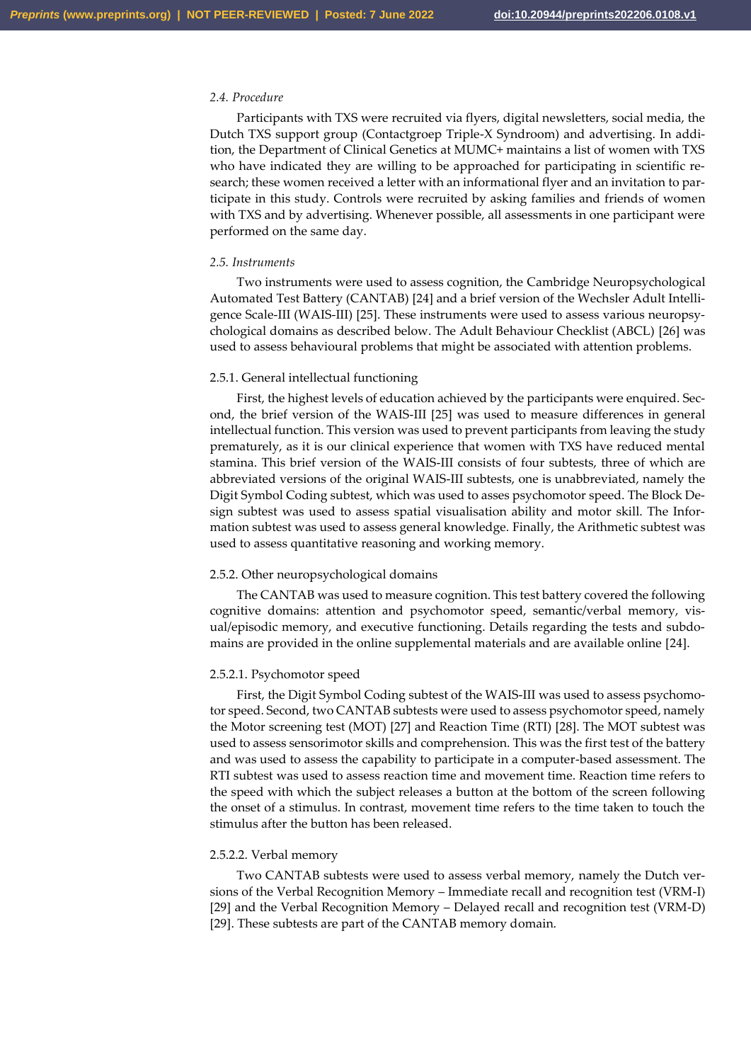### *2.4. Procedure*

Participants with TXS were recruited via flyers, digital newsletters, social media, the Dutch TXS support group (Contactgroep Triple-X Syndroom) and advertising. In addition, the Department of Clinical Genetics at MUMC+ maintains a list of women with TXS who have indicated they are willing to be approached for participating in scientific research; these women received a letter with an informational flyer and an invitation to participate in this study. Controls were recruited by asking families and friends of women with TXS and by advertising. Whenever possible, all assessments in one participant were performed on the same day.

### *2.5. Instruments*

Two instruments were used to assess cognition, the Cambridge Neuropsychological Automated Test Battery (CANTAB) [24] and a brief version of the Wechsler Adult Intelligence Scale-III (WAIS-III) [25]. These instruments were used to assess various neuropsychological domains as described below. The Adult Behaviour Checklist (ABCL) [26] was used to assess behavioural problems that might be associated with attention problems.

#### 2.5.1. General intellectual functioning

First, the highest levels of education achieved by the participants were enquired. Second, the brief version of the WAIS-III [25] was used to measure differences in general intellectual function. This version was used to prevent participants from leaving the study prematurely, as it is our clinical experience that women with TXS have reduced mental stamina. This brief version of the WAIS-III consists of four subtests, three of which are abbreviated versions of the original WAIS-III subtests, one is unabbreviated, namely the Digit Symbol Coding subtest, which was used to asses psychomotor speed. The Block Design subtest was used to assess spatial visualisation ability and motor skill. The Information subtest was used to assess general knowledge. Finally, the Arithmetic subtest was used to assess quantitative reasoning and working memory.

#### 2.5.2. Other neuropsychological domains

The CANTAB was used to measure cognition. This test battery covered the following cognitive domains: attention and psychomotor speed, semantic/verbal memory, visual/episodic memory, and executive functioning. Details regarding the tests and subdomains are provided in the online supplemental materials and are available online [24].

##### 2.5.2.1. Psychomotor speed

First, the Digit Symbol Coding subtest of the WAIS-III was used to assess psychomotor speed. Second, two CANTAB subtests were used to assess psychomotor speed, namely the Motor screening test (MOT) [27] and Reaction Time (RTI) [28]. The MOT subtest was used to assess sensorimotor skills and comprehension. This was the first test of the battery and was used to assess the capability to participate in a computer-based assessment. The RTI subtest was used to assess reaction time and movement time. Reaction time refers to the speed with which the subject releases a button at the bottom of the screen following the onset of a stimulus. In contrast, movement time refers to the time taken to touch the stimulus after the button has been released.

##### 2.5.2.2. Verbal memory

Two CANTAB subtests were used to assess verbal memory, namely the Dutch versions of the Verbal Recognition Memory – Immediate recall and recognition test (VRM-I) [29] and the Verbal Recognition Memory – Delayed recall and recognition test (VRM-D) [29]. These subtests are part of the CANTAB memory domain.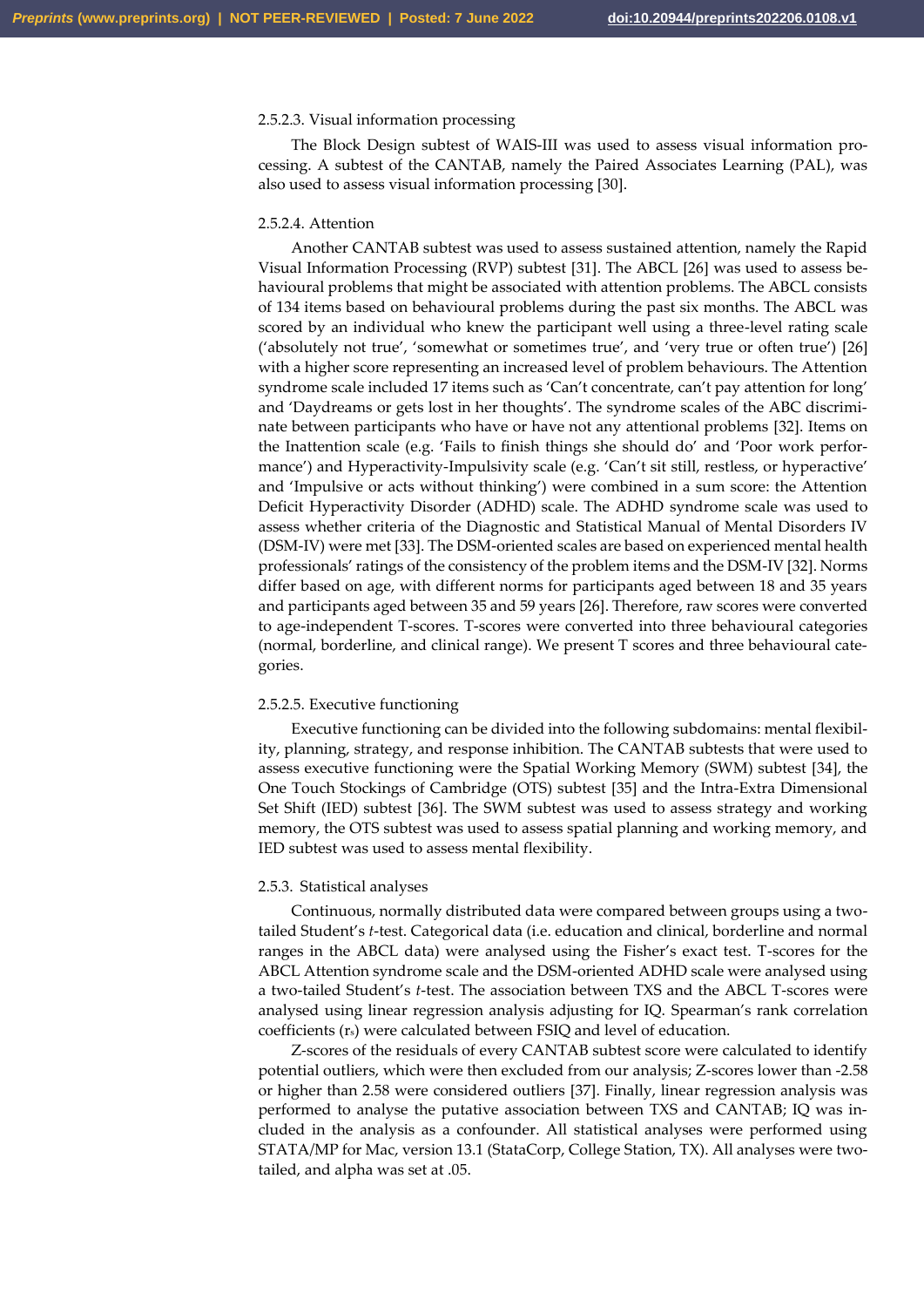#### 2.5.2.3. Visual information processing

The Block Design subtest of WAIS-III was used to assess visual information processing. A subtest of the CANTAB, namely the Paired Associates Learning (PAL), was also used to assess visual information processing [30].

#### 2.5.2.4. Attention

Another CANTAB subtest was used to assess sustained attention, namely the Rapid Visual Information Processing (RVP) subtest [31]. The ABCL [26] was used to assess behavioural problems that might be associated with attention problems. The ABCL consists of 134 items based on behavioural problems during the past six months. The ABCL was scored by an individual who knew the participant well using a three-level rating scale ('absolutely not true', 'somewhat or sometimes true', and 'very true or often true') [26] with a higher score representing an increased level of problem behaviours. The Attention syndrome scale included 17 items such as 'Can't concentrate, can't pay attention for long' and 'Daydreams or gets lost in her thoughts'. The syndrome scales of the ABC discriminate between participants who have or have not any attentional problems [32]. Items on the Inattention scale (e.g. 'Fails to finish things she should do' and 'Poor work performance') and Hyperactivity-Impulsivity scale (e.g. 'Can't sit still, restless, or hyperactive' and 'Impulsive or acts without thinking') were combined in a sum score: the Attention Deficit Hyperactivity Disorder (ADHD) scale. The ADHD syndrome scale was used to assess whether criteria of the Diagnostic and Statistical Manual of Mental Disorders IV (DSM-IV) were met [33]. The DSM-oriented scales are based on experienced mental health professionals' ratings of the consistency of the problem items and the DSM-IV [32]. Norms differ based on age, with different norms for participants aged between 18 and 35 years and participants aged between 35 and 59 years [26]. Therefore, raw scores were converted to age-independent T-scores. T-scores were converted into three behavioural categories (normal, borderline, and clinical range). We present T scores and three behavioural categories.

#### 2.5.2.5. Executive functioning

Executive functioning can be divided into the following subdomains: mental flexibility, planning, strategy, and response inhibition. The CANTAB subtests that were used to assess executive functioning were the Spatial Working Memory (SWM) subtest [34], the One Touch Stockings of Cambridge (OTS) subtest [35] and the Intra-Extra Dimensional Set Shift (IED) subtest [36]. The SWM subtest was used to assess strategy and working memory, the OTS subtest was used to assess spatial planning and working memory, and IED subtest was used to assess mental flexibility.

### 2.5.3. Statistical analyses

Continuous, normally distributed data were compared between groups using a two-tailed Student's *t*-test. Categorical data (i.e. education and clinical, borderline and normal ranges in the ABCL data) were analysed using the Fisher's exact test. T-scores for the ABCL Attention syndrome scale and the DSM-oriented ADHD scale were analysed using a two-tailed Student's *t*-test. The association between TXS and the ABCL T-scores were analysed using linear regression analysis adjusting for IQ. Spearman's rank correlation coefficients ($r_s$) were calculated between FSIQ and level of education.

Z-scores of the residuals of every CANTAB subtest score were calculated to identify potential outliers, which were then excluded from our analysis; Z-scores lower than -2.58 or higher than 2.58 were considered outliers [37]. Finally, linear regression analysis was performed to analyse the putative association between TXS and CANTAB; IQ was included in the analysis as a confounder. All statistical analyses were performed using STATA/MP for Mac, version 13.1 (StataCorp, College Station, TX). All analyses were two-tailed, and alpha was set at .05.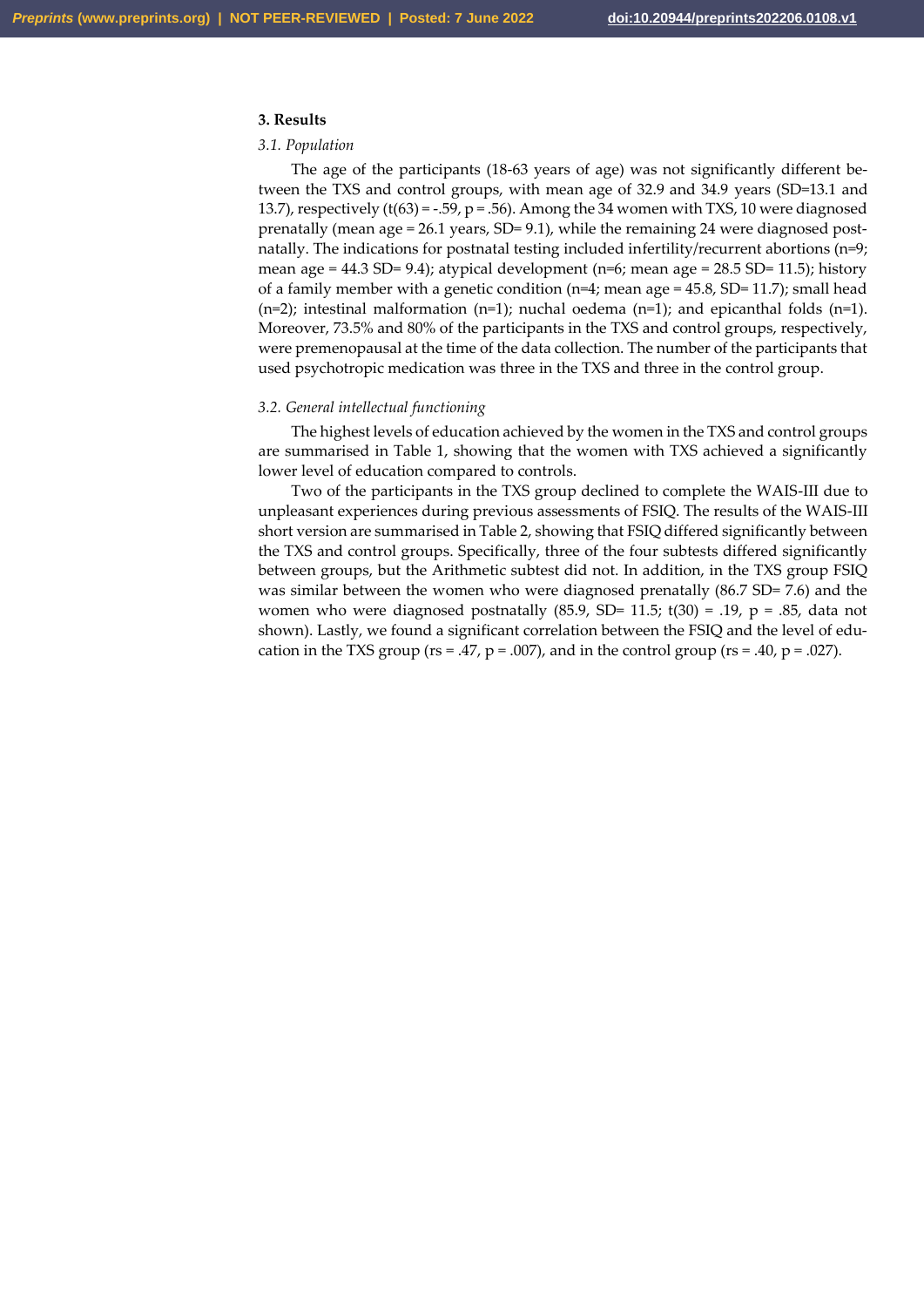## 3. Results

### *3.1. Population*

The age of the participants (18-63 years of age) was not significantly different between the TXS and control groups, with mean age of 32.9 and 34.9 years (SD=13.1 and 13.7), respectively ($t(63) = -.59$, $p = .56$). Among the 34 women with TXS, 10 were diagnosed prenatally (mean age = 26.1 years, SD= 9.1), while the remaining 24 were diagnosed postnatally. The indications for postnatal testing included infertility/recurrent abortions (n=9; mean age = 44.3 SD= 9.4); atypical development (n=6; mean age = 28.5 SD= 11.5); history of a family member with a genetic condition (n=4; mean age = 45.8, SD= 11.7); small head (n=2); intestinal malformation (n=1); nuchal oedema (n=1); and epicanthal folds (n=1). Moreover, 73.5% and 80% of the participants in the TXS and control groups, respectively, were premenopausal at the time of the data collection. The number of the participants that used psychotropic medication was three in the TXS and three in the control group.

### *3.2. General intellectual functioning*

The highest levels of education achieved by the women in the TXS and control groups are summarised in Table 1, showing that the women with TXS achieved a significantly lower level of education compared to controls.

Two of the participants in the TXS group declined to complete the WAIS-III due to unpleasant experiences during previous assessments of FSIQ. The results of the WAIS-III short version are summarised in Table 2, showing that FSIQ differed significantly between the TXS and control groups. Specifically, three of the four subtests differed significantly between groups, but the Arithmetic subtest did not. In addition, in the TXS group FSIQ was similar between the women who were diagnosed prenatally (86.7 SD= 7.6) and the women who were diagnosed postnatally (85.9, SD= 11.5; $t(30) = .19$, $p = .85$, data not shown). Lastly, we found a significant correlation between the FSIQ and the level of education in the TXS group ($r_s = .47$, $p = .007$), and in the control group ($r_s = .40$, $p = .027$).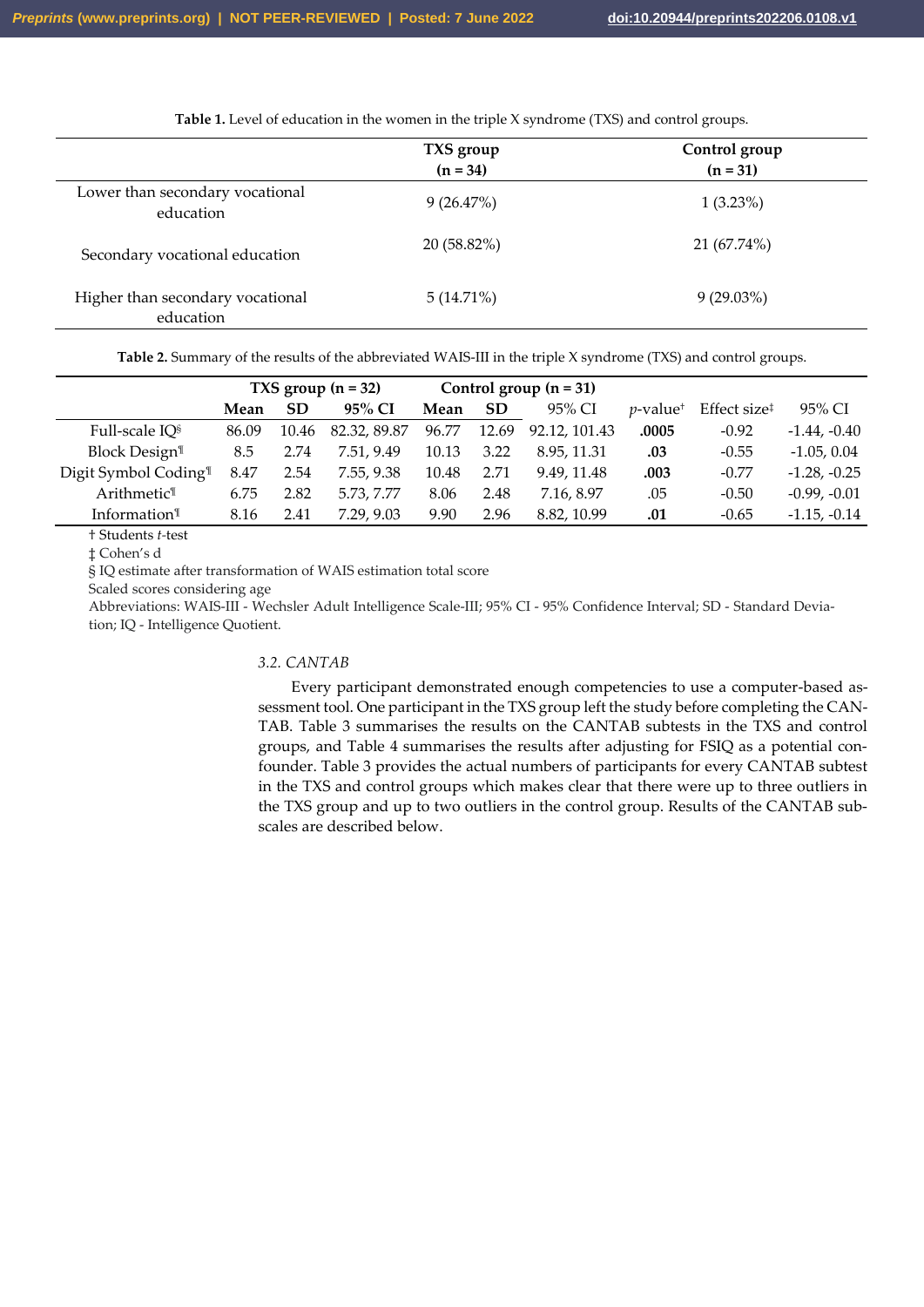**Table 1.** Level of education in the women in the triple X syndrome (TXS) and control groups.

| | TXS group (n = 34) | Control group (n = 31) |
|---|---|---|
| Lower than secondary vocational education | 9 (26.47%) | 1 (3.23%) |
| Secondary vocational education | 20 (58.82%) | 21 (67.74%) |
| Higher than secondary vocational education | 5 (14.71%) | 9 (29.03%) |

**Table 2.** Summary of the results of the abbreviated WAIS-III in the triple X syndrome (TXS) and control groups.

| | TXS group (n = 32) | | | Control group (n = 31) | | | | | |
|---|---|---|---|---|---|---|---|---|---|
| | **Mean** | **SD** | **95% CI** | **Mean** | **SD** | 95% CI | *p*-value† | Effect size‡ | 95% CI |
| Full-scale IQ§ | 86.09 | 10.46 | 82.32, 89.87 | 96.77 | 12.69 | 92.12, 101.43 | **.0005** | -0.92 | -1.44, -0.40 |
| Block Design¶ | 8.5 | 2.74 | 7.51, 9.49 | 10.13 | 3.22 | 8.95, 11.31 | **.03** | -0.55 | -1.05, 0.04 |
| Digit Symbol Coding¶ | 8.47 | 2.54 | 7.55, 9.38 | 10.48 | 2.71 | 9.49, 11.48 | **.003** | -0.77 | -1.28, -0.25 |
| Arithmetic¶ | 6.75 | 2.82 | 5.73, 7.77 | 8.06 | 2.48 | 7.16, 8.97 | .05 | -0.50 | -0.99, -0.01 |
| Information¶ | 8.16 | 2.41 | 7.29, 9.03 | 9.90 | 2.96 | 8.82, 10.99 | **.01** | -0.65 | -1.15, -0.14 |

† Students *t*-test
‡ Cohen's d
§ IQ estimate after transformation of WAIS estimation total score
Scaled scores considering age
Abbreviations: WAIS-III - Wechsler Adult Intelligence Scale-III; 95% CI - 95% Confidence Interval; SD - Standard Deviation; IQ - Intelligence Quotient.

### *3.2. CANTAB*

Every participant demonstrated enough competencies to use a computer-based assessment tool. One participant in the TXS group left the study before completing the CANTAB. Table 3 summarises the results on the CANTAB subtests in the TXS and control groups, and Table 4 summarises the results after adjusting for FSIQ as a potential confounder. Table 3 provides the actual numbers of participants for every CANTAB subtest in the TXS and control groups which makes clear that there were up to three outliers in the TXS group and up to two outliers in the control group. Results of the CANTAB subscales are described below.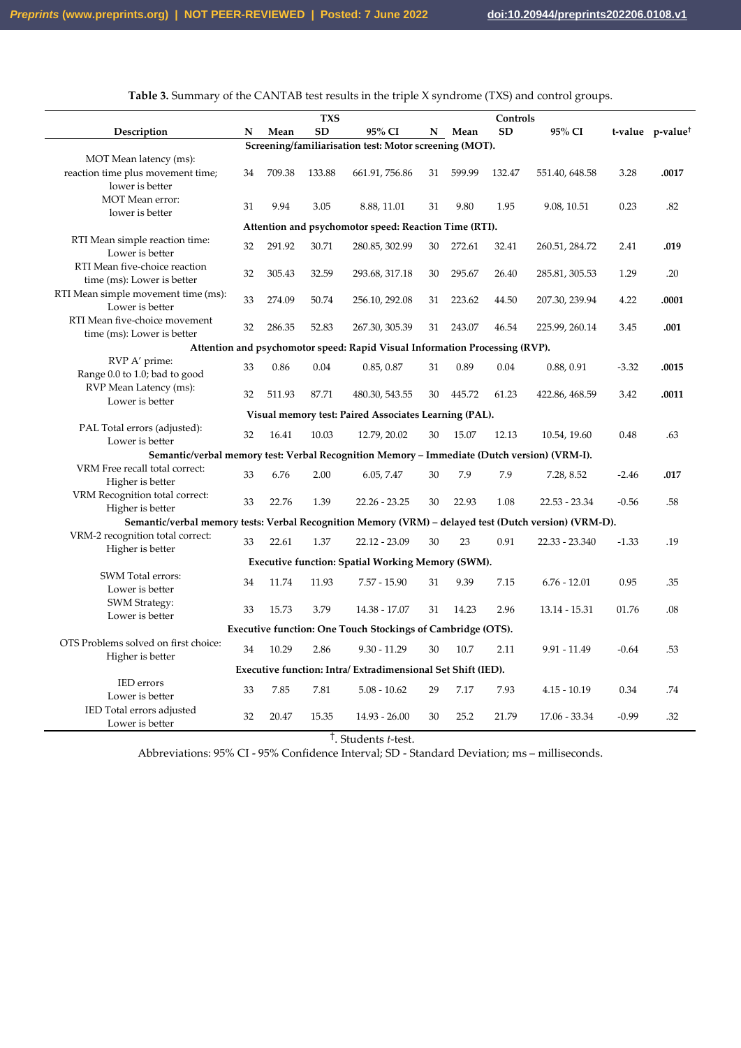**Table 3.** Summary of the CANTAB test results in the triple X syndrome (TXS) and control groups.

| Description | TXS | | | | Controls | | | | | |
|---|---|---|---|---|---|---|---|---|---|---|
| | N | Mean | SD | 95% CI | N | Mean | SD | 95% CI | t-value | p-value† |
| **Screening/familiarisation test: Motor screening (MOT).** | | | | | | | | | | |
| MOT Mean latency (ms): reaction time plus movement time; lower is better | 34 | 709.38 | 133.88 | 661.91, 756.86 | 31 | 599.99 | 132.47 | 551.40, 648.58 | 3.28 | **.0017** |
| MOT Mean error: lower is better | 31 | 9.94 | 3.05 | 8.88, 11.01 | 31 | 9.80 | 1.95 | 9.08, 10.51 | 0.23 | .82 |
| **Attention and psychomotor speed: Reaction Time (RTI).** | | | | | | | | | | |
| RTI Mean simple reaction time: Lower is better | 32 | 291.92 | 30.71 | 280.85, 302.99 | 30 | 272.61 | 32.41 | 260.51, 284.72 | 2.41 | **.019** |
| RTI Mean five-choice reaction time (ms): Lower is better | 32 | 305.43 | 32.59 | 293.68, 317.18 | 30 | 295.67 | 26.40 | 285.81, 305.53 | 1.29 | .20 |
| RTI Mean simple movement time (ms): Lower is better | 33 | 274.09 | 50.74 | 256.10, 292.08 | 31 | 223.62 | 44.50 | 207.30, 239.94 | 4.22 | **.0001** |
| RTI Mean five-choice movement time (ms): Lower is better | 32 | 286.35 | 52.83 | 267.30, 305.39 | 31 | 243.07 | 46.54 | 225.99, 260.14 | 3.45 | **.001** |
| **Attention and psychomotor speed: Rapid Visual Information Processing (RVP).** | | | | | | | | | | |
| RVP A' prime: Range 0.0 to 1.0; bad to good | 33 | 0.86 | 0.04 | 0.85, 0.87 | 31 | 0.89 | 0.04 | 0.88, 0.91 | -3.32 | **.0015** |
| RVP Mean Latency (ms): Lower is better | 32 | 511.93 | 87.71 | 480.30, 543.55 | 30 | 445.72 | 61.23 | 422.86, 468.59 | 3.42 | **.0011** |
| **Visual memory test: Paired Associates Learning (PAL).** | | | | | | | | | | |
| PAL Total errors (adjusted): Lower is better | 32 | 16.41 | 10.03 | 12.79, 20.02 | 30 | 15.07 | 12.13 | 10.54, 19.60 | 0.48 | .63 |
| **Semantic/verbal memory test: Verbal Recognition Memory – Immediate (Dutch version) (VRM-I).** | | | | | | | | | | |
| VRM Free recall total correct: Higher is better | 33 | 6.76 | 2.00 | 6.05, 7.47 | 30 | 7.9 | 7.9 | 7.28, 8.52 | -2.46 | **.017** |
| VRM Recognition total correct: Higher is better | 33 | 22.76 | 1.39 | 22.26 - 23.25 | 30 | 22.93 | 1.08 | 22.53 - 23.34 | -0.56 | .58 |
| **Semantic/verbal memory tests: Verbal Recognition Memory (VRM) – delayed test (Dutch version) (VRM-D).** | | | | | | | | | | |
| VRM-2 recognition total correct: Higher is better | 33 | 22.61 | 1.37 | 22.12 - 23.09 | 30 | 23 | 0.91 | 22.33 - 23.340 | -1.33 | .19 |
| **Executive function: Spatial Working Memory (SWM).** | | | | | | | | | | |
| SWM Total errors: Lower is better | 34 | 11.74 | 11.93 | 7.57 - 15.90 | 31 | 9.39 | 7.15 | 6.76 - 12.01 | 0.95 | .35 |
| SWM Strategy: Lower is better | 33 | 15.73 | 3.79 | 14.38 - 17.07 | 31 | 14.23 | 2.96 | 13.14 - 15.31 | 01.76 | .08 |
| **Executive function: One Touch Stockings of Cambridge (OTS).** | | | | | | | | | | |
| OTS Problems solved on first choice: Higher is better | 34 | 10.29 | 2.86 | 9.30 - 11.29 | 30 | 10.7 | 2.11 | 9.91 - 11.49 | -0.64 | .53 |
| **Executive function: Intra/ Extradimensional Set Shift (IED).** | | | | | | | | | | |
| IED errors Lower is better | 33 | 7.85 | 7.81 | 5.08 - 10.62 | 29 | 7.17 | 7.93 | 4.15 - 10.19 | 0.34 | .74 |
| IED Total errors adjusted Lower is better | 32 | 20.47 | 15.35 | 14.93 - 26.00 | 30 | 25.2 | 21.79 | 17.06 - 33.34 | -0.99 | .32 |

†. Students *t*-test.

Abbreviations: 95% CI - 95% Confidence Interval; SD - Standard Deviation; ms – milliseconds.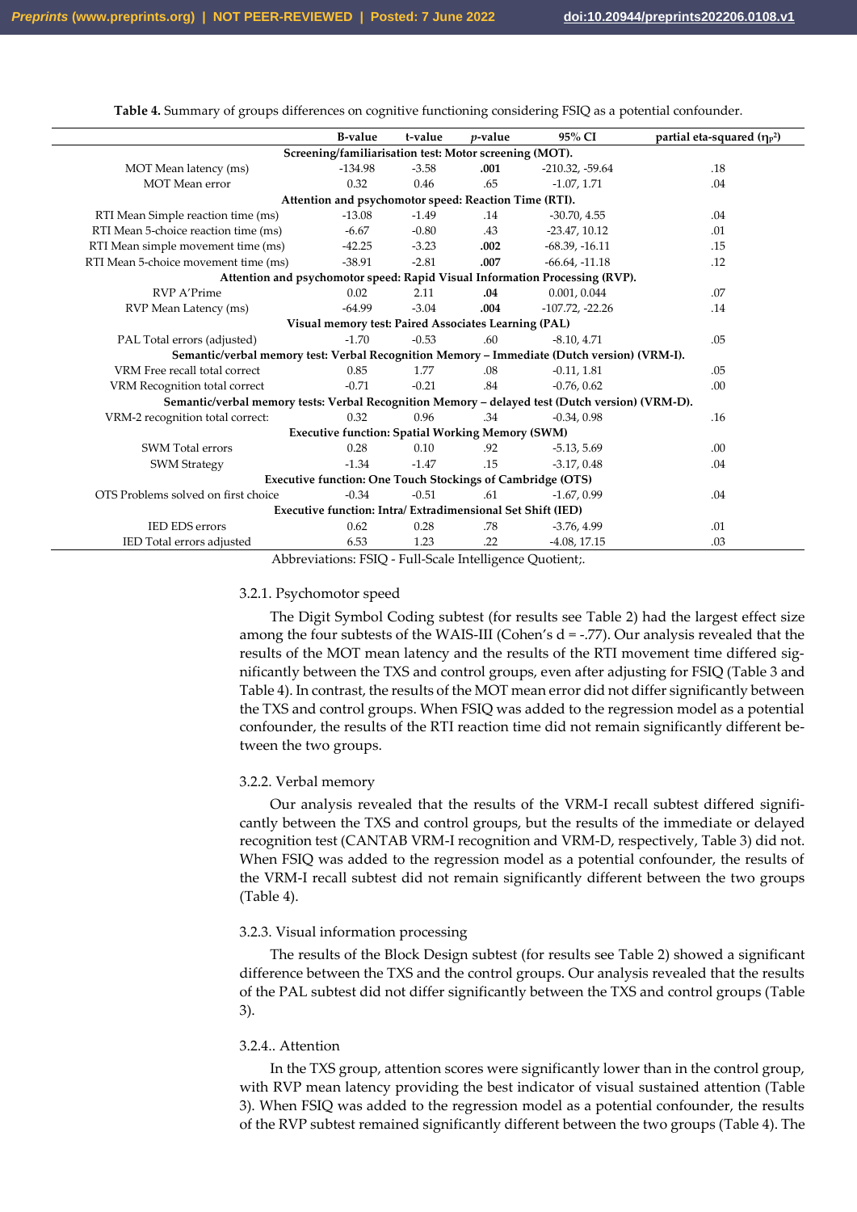**Table 4.** Summary of groups differences on cognitive functioning considering FSIQ as a potential confounder.

| | B-value | t-value | *p*-value | 95% CI | partial eta-squared ($\eta_p^2$) |
|---|---|---|---|---|---|
| **Screening/familiarisation test: Motor screening (MOT).** | | | | | |
| MOT Mean latency (ms) | -134.98 | -3.58 | **.001** | -210.32, -59.64 | .18 |
| MOT Mean error | 0.32 | 0.46 | .65 | -1.07, 1.71 | .04 |
| **Attention and psychomotor speed: Reaction Time (RTI).** | | | | | |
| RTI Mean Simple reaction time (ms) | -13.08 | -1.49 | .14 | -30.70, 4.55 | .04 |
| RTI Mean 5-choice reaction time (ms) | -6.67 | -0.80 | .43 | -23.47, 10.12 | .01 |
| RTI Mean simple movement time (ms) | -42.25 | -3.23 | **.002** | -68.39, -16.11 | .15 |
| RTI Mean 5-choice movement time (ms) | -38.91 | -2.81 | **.007** | -66.64, -11.18 | .12 |
| **Attention and psychomotor speed: Rapid Visual Information Processing (RVP).** | | | | | |
| RVP A'Prime | 0.02 | 2.11 | **.04** | 0.001, 0.044 | .07 |
| RVP Mean Latency (ms) | -64.99 | -3.04 | **.004** | -107.72, -22.26 | .14 |
| **Visual memory test: Paired Associates Learning (PAL)** | | | | | |
| PAL Total errors (adjusted) | -1.70 | -0.53 | .60 | -8.10, 4.71 | .05 |
| **Semantic/verbal memory test: Verbal Recognition Memory – Immediate (Dutch version) (VRM-I).** | | | | | |
| VRM Free recall total correct | 0.85 | 1.77 | .08 | -0.11, 1.81 | .05 |
| VRM Recognition total correct | -0.71 | -0.21 | .84 | -0.76, 0.62 | .00 |
| **Semantic/verbal memory tests: Verbal Recognition Memory – delayed test (Dutch version) (VRM-D).** | | | | | |
| VRM-2 recognition total correct: | 0.32 | 0.96 | .34 | -0.34, 0.98 | .16 |
| **Executive function: Spatial Working Memory (SWM)** | | | | | |
| SWM Total errors | 0.28 | 0.10 | .92 | -5.13, 5.69 | .00 |
| SWM Strategy | -1.34 | -1.47 | .15 | -3.17, 0.48 | .04 |
| **Executive function: One Touch Stockings of Cambridge (OTS)** | | | | | |
| OTS Problems solved on first choice | -0.34 | -0.51 | .61 | -1.67, 0.99 | .04 |
| **Executive function: Intra/ Extradimensional Set Shift (IED)** | | | | | |
| IED EDS errors | 0.62 | 0.28 | .78 | -3.76, 4.99 | .01 |
| IED Total errors adjusted | 6.53 | 1.23 | .22 | -4.08, 17.15 | .03 |

Abbreviations: FSIQ - Full-Scale Intelligence Quotient;.

#### 3.2.1. Psychomotor speed

The Digit Symbol Coding subtest (for results see Table 2) had the largest effect size among the four subtests of the WAIS-III (Cohen's d = -.77). Our analysis revealed that the results of the MOT mean latency and the results of the RTI movement time differed significantly between the TXS and control groups, even after adjusting for FSIQ (Table 3 and Table 4). In contrast, the results of the MOT mean error did not differ significantly between the TXS and control groups. When FSIQ was added to the regression model as a potential confounder, the results of the RTI reaction time did not remain significantly different between the two groups.

#### 3.2.2. Verbal memory

Our analysis revealed that the results of the VRM-I recall subtest differed significantly between the TXS and control groups, but the results of the immediate or delayed recognition test (CANTAB VRM-I recognition and VRM-D, respectively, Table 3) did not. When FSIQ was added to the regression model as a potential confounder, the results of the VRM-I recall subtest did not remain significantly different between the two groups (Table 4).

#### 3.2.3. Visual information processing

The results of the Block Design subtest (for results see Table 2) showed a significant difference between the TXS and the control groups. Our analysis revealed that the results of the PAL subtest did not differ significantly between the TXS and control groups (Table 3).

#### 3.2.4.. Attention

In the TXS group, attention scores were significantly lower than in the control group, with RVP mean latency providing the best indicator of visual sustained attention (Table 3). When FSIQ was added to the regression model as a potential confounder, the results of the RVP subtest remained significantly different between the two groups (Table 4). The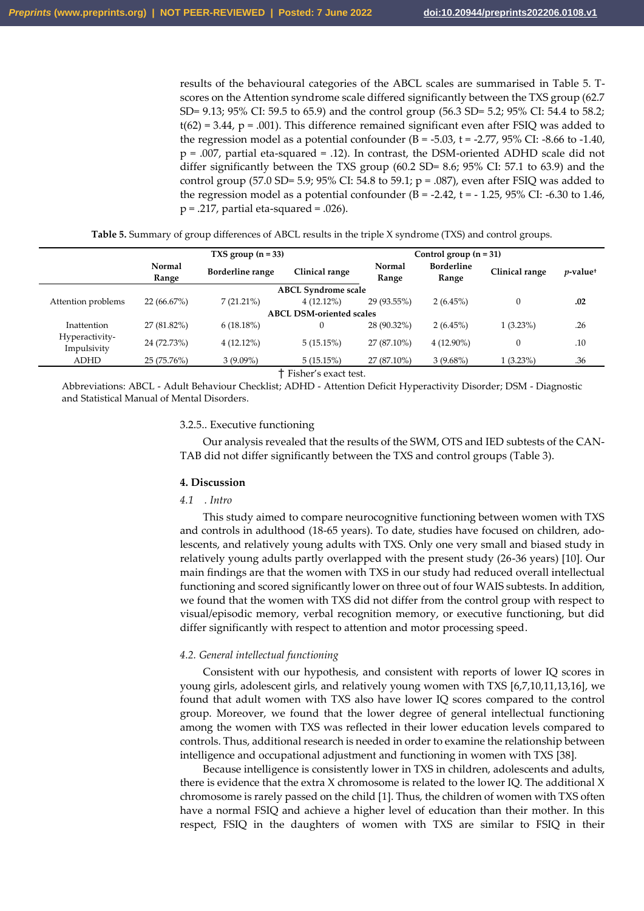results of the behavioural categories of the ABCL scales are summarised in Table 5. T-scores on the Attention syndrome scale differed significantly between the TXS group (62.7 SD= 9.13; 95% CI: 59.5 to 65.9) and the control group (56.3 SD= 5.2; 95% CI: 54.4 to 58.2; $t(62) = 3.44$, $p = .001$). This difference remained significant even after FSIQ was added to the regression model as a potential confounder ($B = -5.03$, $t = -2.77$, 95% CI: -8.66 to -1.40, $p = .007$, partial eta-squared = .12). In contrast, the DSM-oriented ADHD scale did not differ significantly between the TXS group (60.2 SD= 8.6; 95% CI: 57.1 to 63.9) and the control group (57.0 SD= 5.9; 95% CI: 54.8 to 59.1; $p = .087$), even after FSIQ was added to the regression model as a potential confounder ($B = -2.42$, $t = -1.25$, 95% CI: -6.30 to 1.46, $p = .217$, partial eta-squared = .026).

**Table 5.** Summary of group differences of ABCL results in the triple X syndrome (TXS) and control groups.

| | TXS group (n = 33) | | | Control group (n = 31) | | | |
|---|---|---|---|---|---|---|---|
| | Normal Range | Borderline range | Clinical range | Normal Range | Borderline Range | Clinical range | *p*-value† |
| **ABCL Syndrome scale** | | | | | | | |
| Attention problems | 22 (66.67%) | 7 (21.21%) | 4 (12.12%) | 29 (93.55%) | 2 (6.45%) | 0 | **.02** |
| **ABCL DSM-oriented scales** | | | | | | | |
| Inattention | 27 (81.82%) | 6 (18.18%) | 0 | 28 (90.32%) | 2 (6.45%) | 1 (3.23%) | .26 |
| Hyperactivity-Impulsivity | 24 (72.73%) | 4 (12.12%) | 5 (15.15%) | 27 (87.10%) | 4 (12.90%) | 0 | .10 |
| ADHD | 25 (75.76%) | 3 (9.09%) | 5 (15.15%) | 27 (87.10%) | 3 (9.68%) | 1 (3.23%) | .36 |

† Fisher's exact test.

Abbreviations: ABCL - Adult Behaviour Checklist; ADHD - Attention Deficit Hyperactivity Disorder; DSM - Diagnostic and Statistical Manual of Mental Disorders.

3.2.5.. Executive functioning

Our analysis revealed that the results of the SWM, OTS and IED subtests of the CANTAB did not differ significantly between the TXS and control groups (Table 3).

## 4. Discussion

### *4.1 . Intro*

This study aimed to compare neurocognitive functioning between women with TXS and controls in adulthood (18-65 years). To date, studies have focused on children, adolescents, and relatively young adults with TXS. Only one very small and biased study in relatively young adults partly overlapped with the present study (26-36 years) [10]. Our main findings are that the women with TXS in our study had reduced overall intellectual functioning and scored significantly lower on three out of four WAIS subtests. In addition, we found that the women with TXS did not differ from the control group with respect to visual/episodic memory, verbal recognition memory, or executive functioning, but did differ significantly with respect to attention and motor processing speed.

### *4.2. General intellectual functioning*

Consistent with our hypothesis, and consistent with reports of lower IQ scores in young girls, adolescent girls, and relatively young women with TXS [6,7,10,11,13,16], we found that adult women with TXS also have lower IQ scores compared to the control group. Moreover, we found that the lower degree of general intellectual functioning among the women with TXS was reflected in their lower education levels compared to controls. Thus, additional research is needed in order to examine the relationship between intelligence and occupational adjustment and functioning in women with TXS [38].

Because intelligence is consistently lower in TXS in children, adolescents and adults, there is evidence that the extra X chromosome is related to the lower IQ. The additional X chromosome is rarely passed on the child [1]. Thus, the children of women with TXS often have a normal FSIQ and achieve a higher level of education than their mother. In this respect, FSIQ in the daughters of women with TXS are similar to FSIQ in their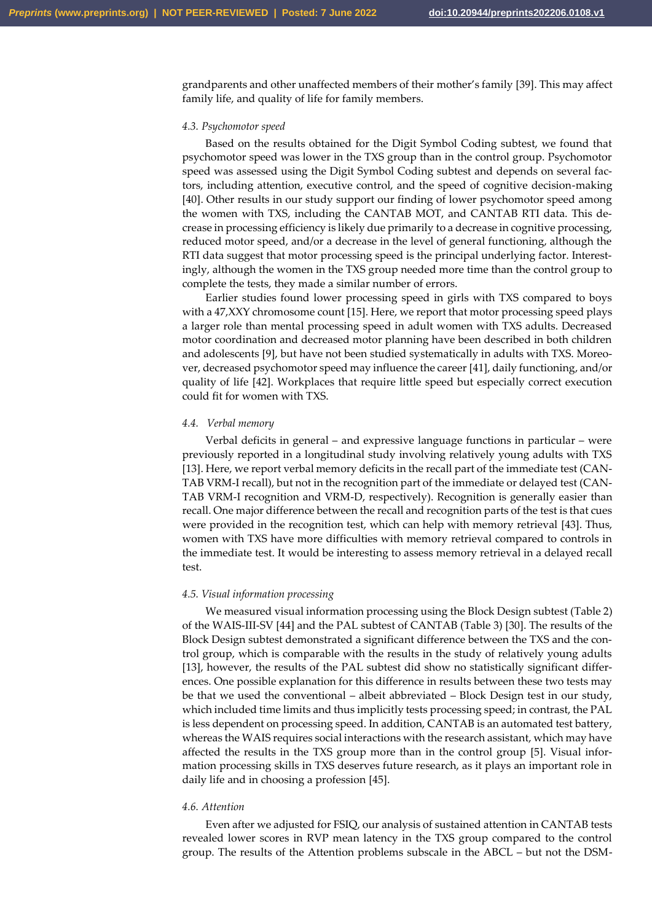grandparents and other unaffected members of their mother's family [39]. This may affect family life, and quality of life for family members.

### *4.3. Psychomotor speed*

Based on the results obtained for the Digit Symbol Coding subtest, we found that psychomotor speed was lower in the TXS group than in the control group. Psychomotor speed was assessed using the Digit Symbol Coding subtest and depends on several factors, including attention, executive control, and the speed of cognitive decision-making [40]. Other results in our study support our finding of lower psychomotor speed among the women with TXS, including the CANTAB MOT, and CANTAB RTI data. This decrease in processing efficiency is likely due primarily to a decrease in cognitive processing, reduced motor speed, and/or a decrease in the level of general functioning, although the RTI data suggest that motor processing speed is the principal underlying factor. Interestingly, although the women in the TXS group needed more time than the control group to complete the tests, they made a similar number of errors.

Earlier studies found lower processing speed in girls with TXS compared to boys with a 47,XXY chromosome count [15]. Here, we report that motor processing speed plays a larger role than mental processing speed in adult women with TXS adults. Decreased motor coordination and decreased motor planning have been described in both children and adolescents [9], but have not been studied systematically in adults with TXS. Moreover, decreased psychomotor speed may influence the career [41], daily functioning, and/or quality of life [42]. Workplaces that require little speed but especially correct execution could fit for women with TXS.

### *4.4. Verbal memory*

Verbal deficits in general – and expressive language functions in particular – were previously reported in a longitudinal study involving relatively young adults with TXS [13]. Here, we report verbal memory deficits in the recall part of the immediate test (CANTAB VRM-I recall), but not in the recognition part of the immediate or delayed test (CANTAB VRM-I recognition and VRM-D, respectively). Recognition is generally easier than recall. One major difference between the recall and recognition parts of the test is that cues were provided in the recognition test, which can help with memory retrieval [43]. Thus, women with TXS have more difficulties with memory retrieval compared to controls in the immediate test. It would be interesting to assess memory retrieval in a delayed recall test.

### *4.5. Visual information processing*

We measured visual information processing using the Block Design subtest (Table 2) of the WAIS-III-SV [44] and the PAL subtest of CANTAB (Table 3) [30]. The results of the Block Design subtest demonstrated a significant difference between the TXS and the control group, which is comparable with the results in the study of relatively young adults [13], however, the results of the PAL subtest did show no statistically significant differences. One possible explanation for this difference in results between these two tests may be that we used the conventional – albeit abbreviated – Block Design test in our study, which included time limits and thus implicitly tests processing speed; in contrast, the PAL is less dependent on processing speed. In addition, CANTAB is an automated test battery, whereas the WAIS requires social interactions with the research assistant, which may have affected the results in the TXS group more than in the control group [5]. Visual information processing skills in TXS deserves future research, as it plays an important role in daily life and in choosing a profession [45].

### *4.6. Attention*

Even after we adjusted for FSIQ, our analysis of sustained attention in CANTAB tests revealed lower scores in RVP mean latency in the TXS group compared to the control group. The results of the Attention problems subscale in the ABCL – but not the DSM-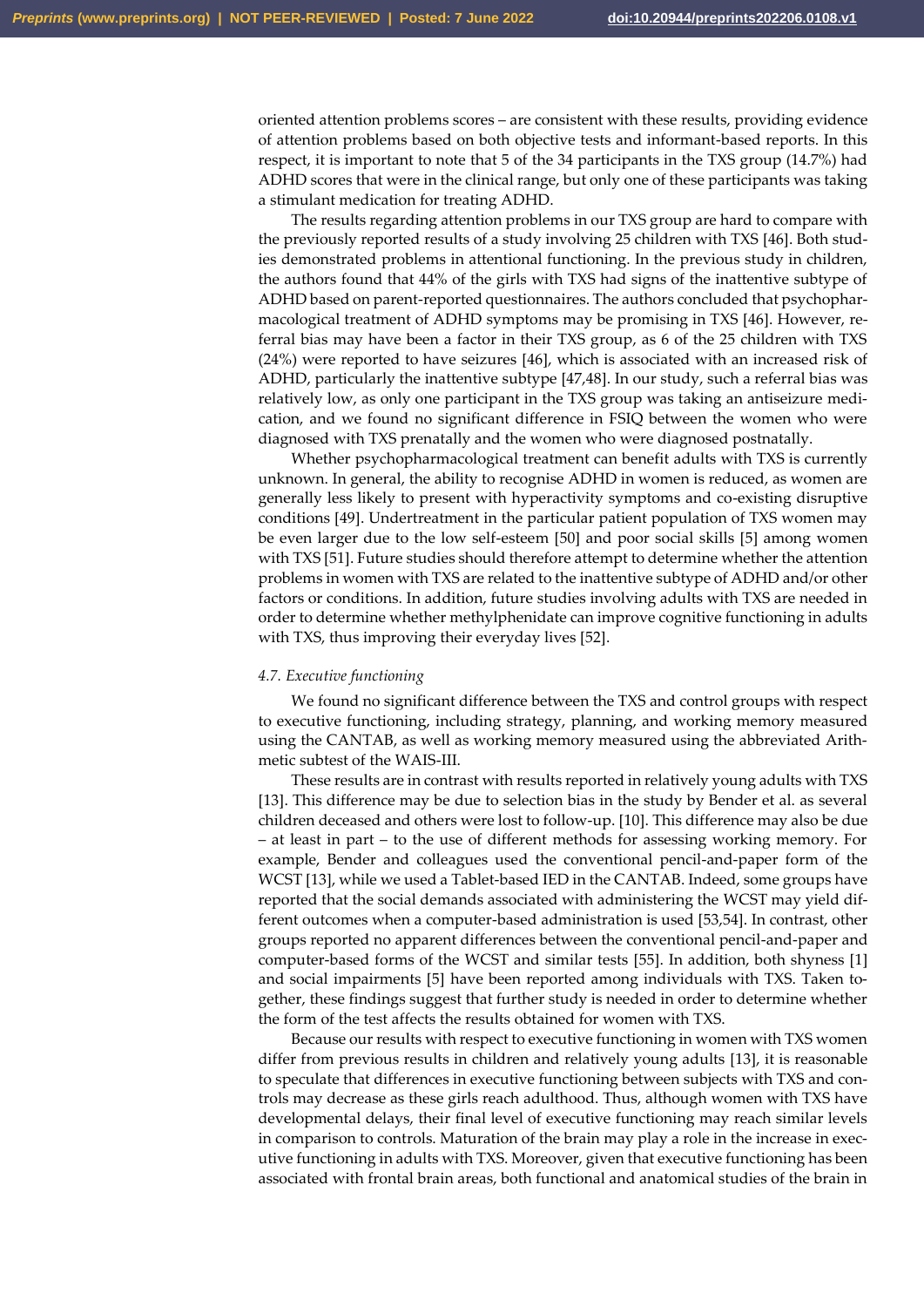oriented attention problems scores – are consistent with these results, providing evidence of attention problems based on both objective tests and informant-based reports. In this respect, it is important to note that 5 of the 34 participants in the TXS group (14.7%) had ADHD scores that were in the clinical range, but only one of these participants was taking a stimulant medication for treating ADHD.

The results regarding attention problems in our TXS group are hard to compare with the previously reported results of a study involving 25 children with TXS [46]. Both studies demonstrated problems in attentional functioning. In the previous study in children, the authors found that 44% of the girls with TXS had signs of the inattentive subtype of ADHD based on parent-reported questionnaires. The authors concluded that psychopharmacological treatment of ADHD symptoms may be promising in TXS [46]. However, referral bias may have been a factor in their TXS group, as 6 of the 25 children with TXS (24%) were reported to have seizures [46], which is associated with an increased risk of ADHD, particularly the inattentive subtype [47,48]. In our study, such a referral bias was relatively low, as only one participant in the TXS group was taking an antiseizure medication, and we found no significant difference in FSIQ between the women who were diagnosed with TXS prenatally and the women who were diagnosed postnatally.

Whether psychopharmacological treatment can benefit adults with TXS is currently unknown. In general, the ability to recognise ADHD in women is reduced, as women are generally less likely to present with hyperactivity symptoms and co-existing disruptive conditions [49]. Undertreatment in the particular patient population of TXS women may be even larger due to the low self-esteem [50] and poor social skills [5] among women with TXS [51]. Future studies should therefore attempt to determine whether the attention problems in women with TXS are related to the inattentive subtype of ADHD and/or other factors or conditions. In addition, future studies involving adults with TXS are needed in order to determine whether methylphenidate can improve cognitive functioning in adults with TXS, thus improving their everyday lives [52].

### 4.7. *Executive functioning*

We found no significant difference between the TXS and control groups with respect to executive functioning, including strategy, planning, and working memory measured using the CANTAB, as well as working memory measured using the abbreviated Arithmetic subtest of the WAIS-III.

These results are in contrast with results reported in relatively young adults with TXS [13]. This difference may be due to selection bias in the study by Bender et al. as several children deceased and others were lost to follow-up. [10]. This difference may also be due – at least in part – to the use of different methods for assessing working memory. For example, Bender and colleagues used the conventional pencil-and-paper form of the WCST [13], while we used a Tablet-based IED in the CANTAB. Indeed, some groups have reported that the social demands associated with administering the WCST may yield different outcomes when a computer-based administration is used [53,54]. In contrast, other groups reported no apparent differences between the conventional pencil-and-paper and computer-based forms of the WCST and similar tests [55]. In addition, both shyness [1] and social impairments [5] have been reported among individuals with TXS. Taken together, these findings suggest that further study is needed in order to determine whether the form of the test affects the results obtained for women with TXS.

Because our results with respect to executive functioning in women with TXS women differ from previous results in children and relatively young adults [13], it is reasonable to speculate that differences in executive functioning between subjects with TXS and controls may decrease as these girls reach adulthood. Thus, although women with TXS have developmental delays, their final level of executive functioning may reach similar levels in comparison to controls. Maturation of the brain may play a role in the increase in executive functioning in adults with TXS. Moreover, given that executive functioning has been associated with frontal brain areas, both functional and anatomical studies of the brain in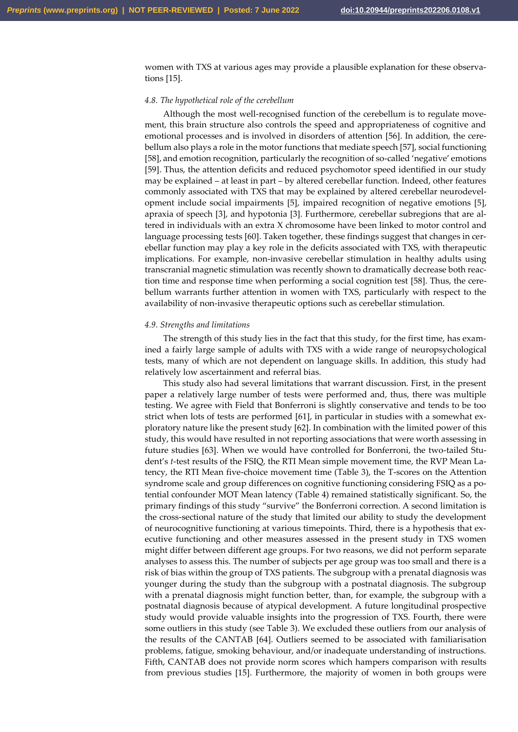women with TXS at various ages may provide a plausible explanation for these observations [15].

### *4.8. The hypothetical role of the cerebellum*

Although the most well-recognised function of the cerebellum is to regulate movement, this brain structure also controls the speed and appropriateness of cognitive and emotional processes and is involved in disorders of attention [56]. In addition, the cerebellum also plays a role in the motor functions that mediate speech [57], social functioning [58], and emotion recognition, particularly the recognition of so-called 'negative' emotions [59]. Thus, the attention deficits and reduced psychomotor speed identified in our study may be explained – at least in part – by altered cerebellar function. Indeed, other features commonly associated with TXS that may be explained by altered cerebellar neurodevelopment include social impairments [5], impaired recognition of negative emotions [5], apraxia of speech [3], and hypotonia [3]. Furthermore, cerebellar subregions that are altered in individuals with an extra X chromosome have been linked to motor control and language processing tests [60]. Taken together, these findings suggest that changes in cerebellar function may play a key role in the deficits associated with TXS, with therapeutic implications. For example, non-invasive cerebellar stimulation in healthy adults using transcranial magnetic stimulation was recently shown to dramatically decrease both reaction time and response time when performing a social cognition test [58]. Thus, the cerebellum warrants further attention in women with TXS, particularly with respect to the availability of non-invasive therapeutic options such as cerebellar stimulation.

### *4.9. Strengths and limitations*

The strength of this study lies in the fact that this study, for the first time, has examined a fairly large sample of adults with TXS with a wide range of neuropsychological tests, many of which are not dependent on language skills. In addition, this study had relatively low ascertainment and referral bias.

This study also had several limitations that warrant discussion. First, in the present paper a relatively large number of tests were performed and, thus, there was multiple testing. We agree with Field that Bonferroni is slightly conservative and tends to be too strict when lots of tests are performed [61], in particular in studies with a somewhat exploratory nature like the present study [62]. In combination with the limited power of this study, this would have resulted in not reporting associations that were worth assessing in future studies [63]. When we would have controlled for Bonferroni, the two-tailed Student's *t*-test results of the FSIQ, the RTI Mean simple movement time, the RVP Mean Latency, the RTI Mean five-choice movement time (Table 3), the T-scores on the Attention syndrome scale and group differences on cognitive functioning considering FSIQ as a potential confounder MOT Mean latency (Table 4) remained statistically significant. So, the primary findings of this study "survive" the Bonferroni correction. A second limitation is the cross-sectional nature of the study that limited our ability to study the development of neurocognitive functioning at various timepoints. Third, there is a hypothesis that executive functioning and other measures assessed in the present study in TXS women might differ between different age groups. For two reasons, we did not perform separate analyses to assess this. The number of subjects per age group was too small and there is a risk of bias within the group of TXS patients. The subgroup with a prenatal diagnosis was younger during the study than the subgroup with a postnatal diagnosis. The subgroup with a prenatal diagnosis might function better, than, for example, the subgroup with a postnatal diagnosis because of atypical development. A future longitudinal prospective study would provide valuable insights into the progression of TXS. Fourth, there were some outliers in this study (see Table 3). We excluded these outliers from our analysis of the results of the CANTAB [64]. Outliers seemed to be associated with familiarisation problems, fatigue, smoking behaviour, and/or inadequate understanding of instructions. Fifth, CANTAB does not provide norm scores which hampers comparison with results from previous studies [15]. Furthermore, the majority of women in both groups were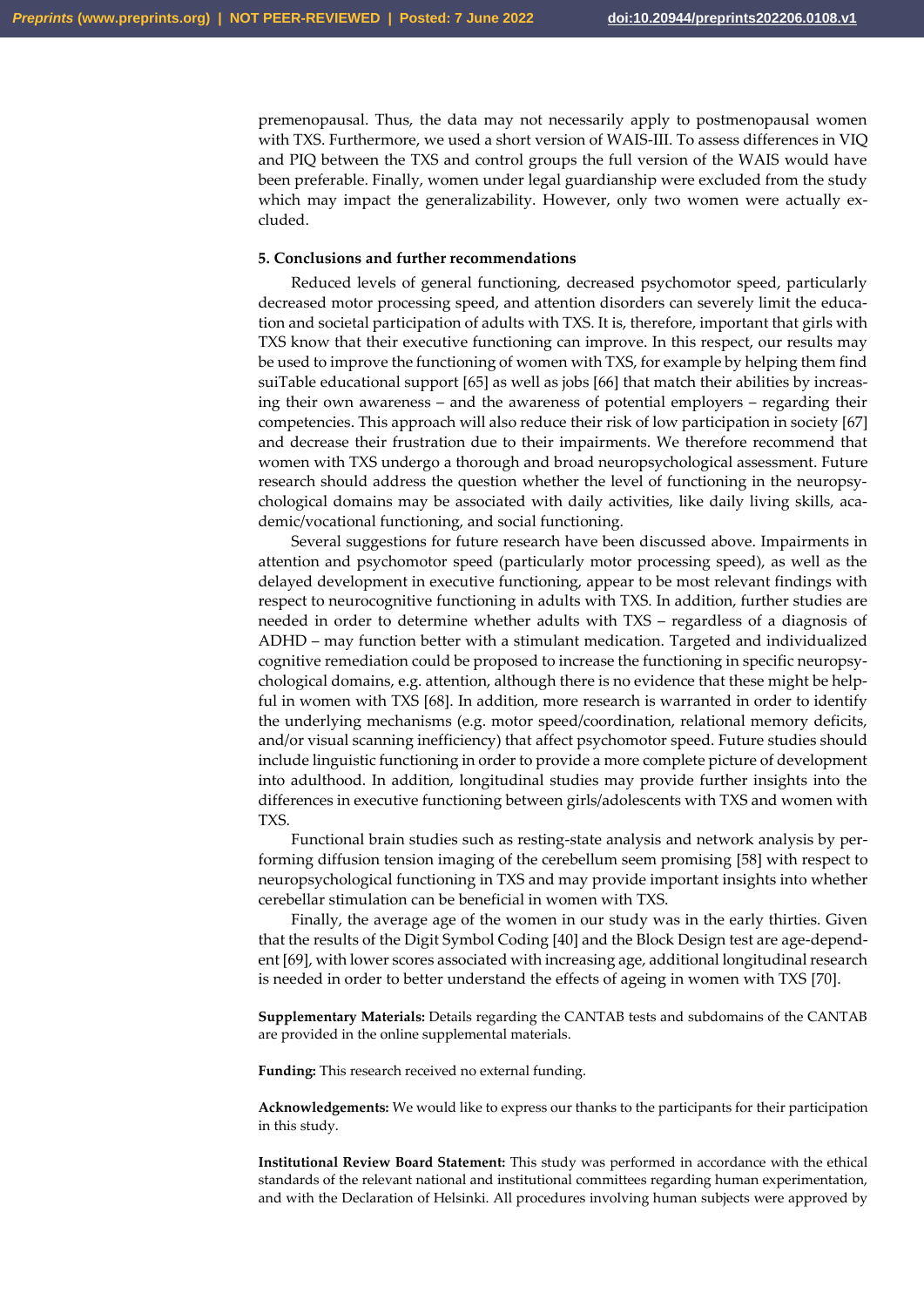premenopausal. Thus, the data may not necessarily apply to postmenopausal women with TXS. Furthermore, we used a short version of WAIS-III. To assess differences in VIQ and PIQ between the TXS and control groups the full version of the WAIS would have been preferable. Finally, women under legal guardianship were excluded from the study which may impact the generalizability. However, only two women were actually excluded.

## 5. Conclusions and further recommendations

Reduced levels of general functioning, decreased psychomotor speed, particularly decreased motor processing speed, and attention disorders can severely limit the education and societal participation of adults with TXS. It is, therefore, important that girls with TXS know that their executive functioning can improve. In this respect, our results may be used to improve the functioning of women with TXS, for example by helping them find suiTable educational support [65] as well as jobs [66] that match their abilities by increasing their own awareness – and the awareness of potential employers – regarding their competencies. This approach will also reduce their risk of low participation in society [67] and decrease their frustration due to their impairments. We therefore recommend that women with TXS undergo a thorough and broad neuropsychological assessment. Future research should address the question whether the level of functioning in the neuropsychological domains may be associated with daily activities, like daily living skills, academic/vocational functioning, and social functioning.

Several suggestions for future research have been discussed above. Impairments in attention and psychomotor speed (particularly motor processing speed), as well as the delayed development in executive functioning, appear to be most relevant findings with respect to neurocognitive functioning in adults with TXS. In addition, further studies are needed in order to determine whether adults with TXS – regardless of a diagnosis of ADHD – may function better with a stimulant medication. Targeted and individualized cognitive remediation could be proposed to increase the functioning in specific neuropsychological domains, e.g. attention, although there is no evidence that these might be helpful in women with TXS [68]. In addition, more research is warranted in order to identify the underlying mechanisms (e.g. motor speed/coordination, relational memory deficits, and/or visual scanning inefficiency) that affect psychomotor speed. Future studies should include linguistic functioning in order to provide a more complete picture of development into adulthood. In addition, longitudinal studies may provide further insights into the differences in executive functioning between girls/adolescents with TXS and women with TXS.

Functional brain studies such as resting-state analysis and network analysis by performing diffusion tension imaging of the cerebellum seem promising [58] with respect to neuropsychological functioning in TXS and may provide important insights into whether cerebellar stimulation can be beneficial in women with TXS.

Finally, the average age of the women in our study was in the early thirties. Given that the results of the Digit Symbol Coding [40] and the Block Design test are age-dependent [69], with lower scores associated with increasing age, additional longitudinal research is needed in order to better understand the effects of ageing in women with TXS [70].

**Supplementary Materials:** Details regarding the CANTAB tests and subdomains of the CANTAB are provided in the online supplemental materials.

**Funding:** This research received no external funding.

**Acknowledgements:** We would like to express our thanks to the participants for their participation in this study.

**Institutional Review Board Statement:** This study was performed in accordance with the ethical standards of the relevant national and institutional committees regarding human experimentation, and with the Declaration of Helsinki. All procedures involving human subjects were approved by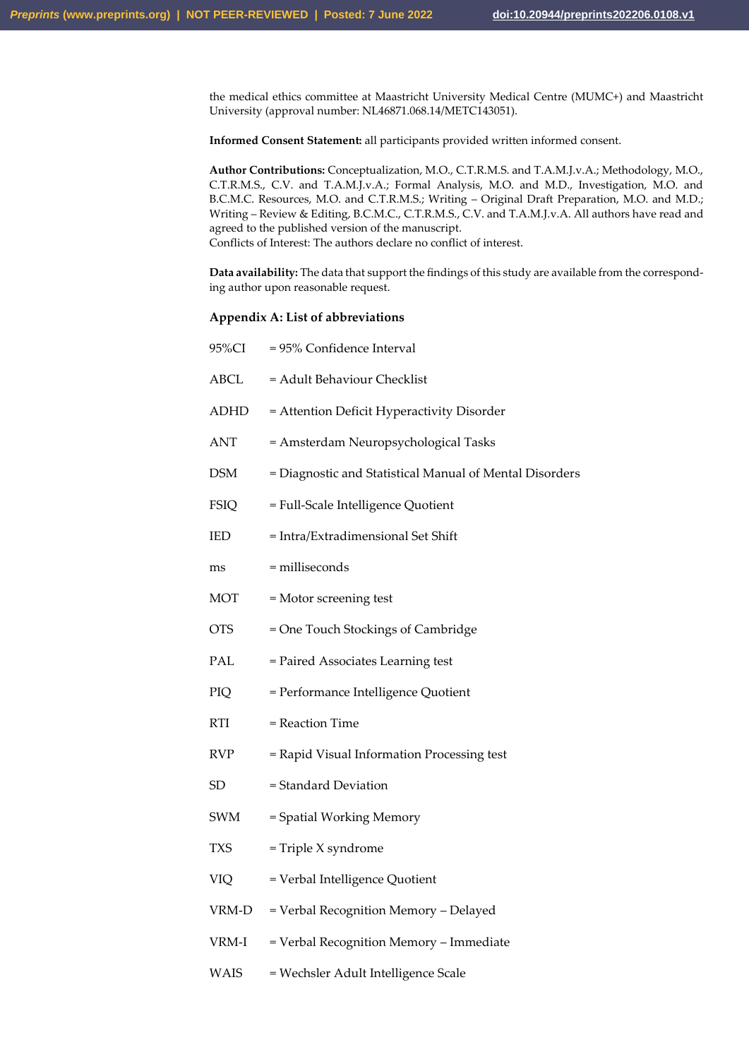the medical ethics committee at Maastricht University Medical Centre (MUMC+) and Maastricht University (approval number: NL46871.068.14/METC143051).

**Informed Consent Statement:** all participants provided written informed consent.

**Author Contributions:** Conceptualization, M.O., C.T.R.M.S. and T.A.M.J.v.A.; Methodology, M.O., C.T.R.M.S., C.V. and T.A.M.J.v.A.; Formal Analysis, M.O. and M.D., Investigation, M.O. and B.C.M.C. Resources, M.O. and C.T.R.M.S.; Writing – Original Draft Preparation, M.O. and M.D.; Writing – Review & Editing, B.C.M.C., C.T.R.M.S., C.V. and T.A.M.J.v.A. All authors have read and agreed to the published version of the manuscript.
Conflicts of Interest: The authors declare no conflict of interest.

**Data availability:** The data that support the findings of this study are available from the corresponding author upon reasonable request.

### Appendix A: List of abbreviations

95%CI = 95% Confidence Interval

ABCL = Adult Behaviour Checklist

ADHD = Attention Deficit Hyperactivity Disorder

ANT = Amsterdam Neuropsychological Tasks

DSM = Diagnostic and Statistical Manual of Mental Disorders

FSIQ = Full-Scale Intelligence Quotient

IED = Intra/Extradimensional Set Shift

ms = milliseconds

MOT = Motor screening test

OTS = One Touch Stockings of Cambridge

PAL = Paired Associates Learning test

PIQ = Performance Intelligence Quotient

RTI = Reaction Time

RVP = Rapid Visual Information Processing test

SD = Standard Deviation

SWM = Spatial Working Memory

TXS = Triple X syndrome

VIQ = Verbal Intelligence Quotient

VRM-D = Verbal Recognition Memory – Delayed

VRM-I = Verbal Recognition Memory – Immediate

WAIS = Wechsler Adult Intelligence Scale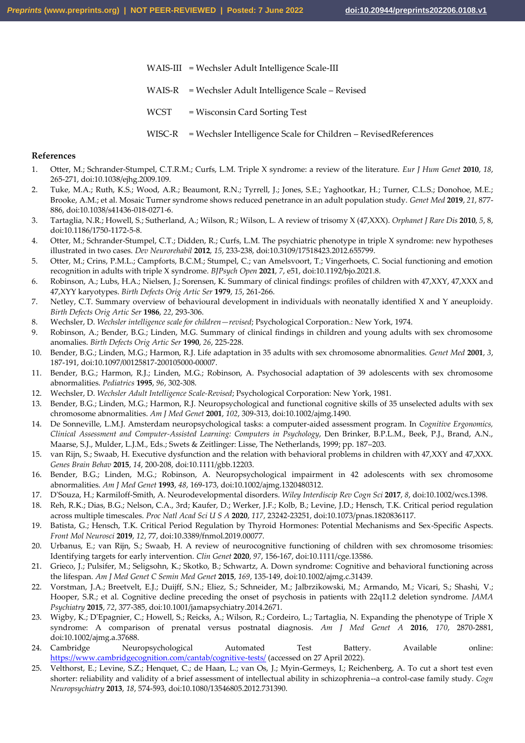WAIS-III = Wechsler Adult Intelligence Scale-III

WAIS-R = Wechsler Adult Intelligence Scale – Revised

WCST = Wisconsin Card Sorting Test

WISC-R = Wechsler Intelligence Scale for Children – RevisedReferences

## References

1. Otter, M.; Schrander-Stumpel, C.T.R.M.; Curfs, L.M. Triple X syndrome: a review of the literature. *Eur J Hum Genet* **2010**, *18*, 265-271, doi:10.1038/ejhg.2009.109.
2. Tuke, M.A.; Ruth, K.S.; Wood, A.R.; Beaumont, R.N.; Tyrrell, J.; Jones, S.E.; Yaghootkar, H.; Turner, C.L.S.; Donohoe, M.E.; Brooke, A.M.; et al. Mosaic Turner syndrome shows reduced penetrance in an adult population study. *Genet Med* **2019**, *21*, 877-886, doi:10.1038/s41436-018-0271-6.
3. Tartaglia, N.R.; Howell, S.; Sutherland, A.; Wilson, R.; Wilson, L. A review of trisomy X (47,XXX). *Orphanet J Rare Dis* **2010**, *5*, 8, doi:10.1186/1750-1172-5-8.
4. Otter, M.; Schrander-Stumpel, C.T.; Didden, R.; Curfs, L.M. The psychiatric phenotype in triple X syndrome: new hypotheses illustrated in two cases. *Dev Neurorehabil* **2012**, *15*, 233-238, doi:10.3109/17518423.2012.655799.
5. Otter, M.; Crins, P.M.L.; Campforts, B.C.M.; Stumpel, C.; van Amelsvoort, T.; Vingerhoets, C. Social functioning and emotion recognition in adults with triple X syndrome. *BJPsych Open* **2021**, *7*, e51, doi:10.1192/bjo.2021.8.
6. Robinson, A.; Lubs, H.A.; Nielsen, J.; Sorensen, K. Summary of clinical findings: profiles of children with 47,XXY, 47,XXX and 47,XYY karyotypes. *Birth Defects Orig Artic Ser* **1979**, *15*, 261-266.
7. Netley, C.T. Summary overview of behavioural development in individuals with neonatally identified X and Y aneuploidy. *Birth Defects Orig Artic Ser* **1986**, *22*, 293-306.
8. Wechsler, D. *Wechsler intelligence scale for children—revised*; Psychological Corporation.: New York, 1974.
9. Robinson, A.; Bender, B.G.; Linden, M.G. Summary of clinical findings in children and young adults with sex chromosome anomalies. *Birth Defects Orig Artic Ser* **1990**, *26*, 225-228.
10. Bender, B.G.; Linden, M.G.; Harmon, R.J. Life adaptation in 35 adults with sex chromosome abnormalities. *Genet Med* **2001**, *3*, 187-191, doi:10.1097/00125817-200105000-00007.
11. Bender, B.G.; Harmon, R.J.; Linden, M.G.; Robinson, A. Psychosocial adaptation of 39 adolescents with sex chromosome abnormalities. *Pediatrics* **1995**, *96*, 302-308.
12. Wechsler, D. *Wechsler Adult Intelligence Scale-Revised*; Psychological Corporation: New York, 1981.
13. Bender, B.G.; Linden, M.G.; Harmon, R.J. Neuropsychological and functional cognitive skills of 35 unselected adults with sex chromosome abnormalities. *Am J Med Genet* **2001**, *102*, 309-313, doi:10.1002/ajmg.1490.
14. De Sonneville, L.M.J. Amsterdam neuropsychological tasks: a computer-aided assessment program. In *Cognitive Ergonomics, Clinical Assessment and Computer-Assisted Learning: Computers in Psychology*, Den Brinker, B.P.L.M., Beek, P.J., Brand, A.N., Maarse, S.J., Mulder, L.J.M., Eds.; Swets & Zeitlinger: Lisse, The Netherlands, 1999; pp. 187–203.
15. van Rijn, S.; Swaab, H. Executive dysfunction and the relation with behavioral problems in children with 47,XXY and 47,XXX. *Genes Brain Behav* **2015**, *14*, 200-208, doi:10.1111/gbb.12203.
16. Bender, B.G.; Linden, M.G.; Robinson, A. Neuropsychological impairment in 42 adolescents with sex chromosome abnormalities. *Am J Med Genet* **1993**, *48*, 169-173, doi:10.1002/ajmg.1320480312.
17. D'Souza, H.; Karmiloff-Smith, A. Neurodevelopmental disorders. *Wiley Interdiscip Rev Cogn Sci* **2017**, *8*, doi:10.1002/wcs.1398.
18. Reh, R.K.; Dias, B.G.; Nelson, C.A., 3rd; Kaufer, D.; Werker, J.F.; Kolb, B.; Levine, J.D.; Hensch, T.K. Critical period regulation across multiple timescales. *Proc Natl Acad Sci U S A* **2020**, *117*, 23242-23251, doi:10.1073/pnas.1820836117.
19. Batista, G.; Hensch, T.K. Critical Period Regulation by Thyroid Hormones: Potential Mechanisms and Sex-Specific Aspects. *Front Mol Neurosci* **2019**, *12*, 77, doi:10.3389/fnmol.2019.00077.
20. Urbanus, E.; van Rijn, S.; Swaab, H. A review of neurocognitive functioning of children with sex chromosome trisomies: Identifying targets for early intervention. *Clin Genet* **2020**, *97*, 156-167, doi:10.1111/cge.13586.
21. Grieco, J.; Pulsifer, M.; Seligsohn, K.; Skotko, B.; Schwartz, A. Down syndrome: Cognitive and behavioral functioning across the lifespan. *Am J Med Genet C Semin Med Genet* **2015**, *169*, 135-149, doi:10.1002/ajmg.c.31439.
22. Vorstman, J.A.; Breetvelt, E.J.; Duijff, S.N.; Eliez, S.; Schneider, M.; Jalbrzikowski, M.; Armando, M.; Vicari, S.; Shashi, V.; Hooper, S.R.; et al. Cognitive decline preceding the onset of psychosis in patients with 22q11.2 deletion syndrome. *JAMA Psychiatry* **2015**, *72*, 377-385, doi:10.1001/jamapsychiatry.2014.2671.
23. Wigby, K.; D'Epagnier, C.; Howell, S.; Reicks, A.; Wilson, R.; Cordeiro, L.; Tartaglia, N. Expanding the phenotype of Triple X syndrome: A comparison of prenatal versus postnatal diagnosis. *Am J Med Genet A* **2016**, *170*, 2870-2881, doi:10.1002/ajmg.a.37688.
24. Cambridge Neuropsychological Automated Test Battery. Available online: https://www.cambridgecognition.com/cantab/cognitive-tests/ (accessed on 27 April 2022).
25. Velthorst, E.; Levine, S.Z.; Henquet, C.; de Haan, L.; van Os, J.; Myin-Germeys, I.; Reichenberg, A. To cut a short test even shorter: reliability and validity of a brief assessment of intellectual ability in schizophrenia--a control-case family study. *Cogn Neuropsychiatry* **2013**, *18*, 574-593, doi:10.1080/13546805.2012.731390.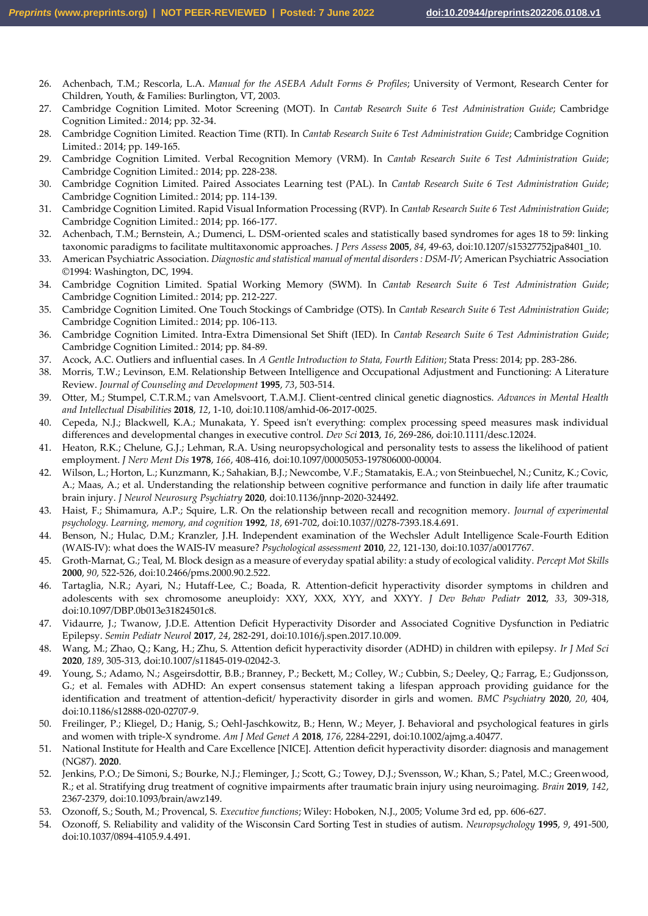26. Achenbach, T.M.; Rescorla, L.A. *Manual for the ASEBA Adult Forms & Profiles*; University of Vermont, Research Center for Children, Youth, & Families: Burlington, VT, 2003.
27. Cambridge Cognition Limited. Motor Screening (MOT). In *Cantab Research Suite 6 Test Administration Guide*; Cambridge Cognition Limited.: 2014; pp. 32-34.
28. Cambridge Cognition Limited. Reaction Time (RTI). In *Cantab Research Suite 6 Test Administration Guide*; Cambridge Cognition Limited.: 2014; pp. 149-165.
29. Cambridge Cognition Limited. Verbal Recognition Memory (VRM). In *Cantab Research Suite 6 Test Administration Guide*; Cambridge Cognition Limited.: 2014; pp. 228-238.
30. Cambridge Cognition Limited. Paired Associates Learning test (PAL). In *Cantab Research Suite 6 Test Administration Guide*; Cambridge Cognition Limited.: 2014; pp. 114-139.
31. Cambridge Cognition Limited. Rapid Visual Information Processing (RVP). In *Cantab Research Suite 6 Test Administration Guide*; Cambridge Cognition Limited.: 2014; pp. 166-177.
32. Achenbach, T.M.; Bernstein, A.; Dumenci, L. DSM-oriented scales and statistically based syndromes for ages 18 to 59: linking taxonomic paradigms to facilitate multitaxonomic approaches. *J Pers Assess* **2005**, *84*, 49-63, doi:10.1207/s15327752jpa8401_10.
33. American Psychiatric Association. *Diagnostic and statistical manual of mental disorders : DSM-IV*; American Psychiatric Association ©1994: Washington, DC, 1994.
34. Cambridge Cognition Limited. Spatial Working Memory (SWM). In *Cantab Research Suite 6 Test Administration Guide*; Cambridge Cognition Limited.: 2014; pp. 212-227.
35. Cambridge Cognition Limited. One Touch Stockings of Cambridge (OTS). In *Cantab Research Suite 6 Test Administration Guide*; Cambridge Cognition Limited.: 2014; pp. 106-113.
36. Cambridge Cognition Limited. Intra-Extra Dimensional Set Shift (IED). In *Cantab Research Suite 6 Test Administration Guide*; Cambridge Cognition Limited.: 2014; pp. 84-89.
37. Acock, A.C. Outliers and influential cases. In *A Gentle Introduction to Stata, Fourth Edition*; Stata Press: 2014; pp. 283-286.
38. Morris, T.W.; Levinson, E.M. Relationship Between Intelligence and Occupational Adjustment and Functioning: A Literature Review. *Journal of Counseling and Development* **1995**, *73*, 503-514.
39. Otter, M.; Stumpel, C.T.R.M.; van Amelsvoort, T.A.M.J. Client-centred clinical genetic diagnostics. *Advances in Mental Health and Intellectual Disabilities* **2018**, *12*, 1-10, doi:10.1108/amhid-06-2017-0025.
40. Cepeda, N.J.; Blackwell, K.A.; Munakata, Y. Speed isn't everything: complex processing speed measures mask individual differences and developmental changes in executive control. *Dev Sci* **2013**, *16*, 269-286, doi:10.1111/desc.12024.
41. Heaton, R.K.; Chelune, G.J.; Lehman, R.A. Using neuropsychological and personality tests to assess the likelihood of patient employment. *J Nerv Ment Dis* **1978**, *166*, 408-416, doi:10.1097/00005053-197806000-00004.
42. Wilson, L.; Horton, L.; Kunzmann, K.; Sahakian, B.J.; Newcombe, V.F.; Stamatakis, E.A.; von Steinbuechel, N.; Cunitz, K.; Covic, A.; Maas, A.; et al. Understanding the relationship between cognitive performance and function in daily life after traumatic brain injury. *J Neurol Neurosurg Psychiatry* **2020**, doi:10.1136/jnnp-2020-324492.
43. Haist, F.; Shimamura, A.P.; Squire, L.R. On the relationship between recall and recognition memory. *Journal of experimental psychology. Learning, memory, and cognition* **1992**, *18*, 691-702, doi:10.1037//0278-7393.18.4.691.
44. Benson, N.; Hulac, D.M.; Kranzler, J.H. Independent examination of the Wechsler Adult Intelligence Scale-Fourth Edition (WAIS-IV): what does the WAIS-IV measure? *Psychological assessment* **2010**, *22*, 121-130, doi:10.1037/a0017767.
45. Groth-Marnat, G.; Teal, M. Block design as a measure of everyday spatial ability: a study of ecological validity. *Percept Mot Skills* **2000**, *90*, 522-526, doi:10.2466/pms.2000.90.2.522.
46. Tartaglia, N.R.; Ayari, N.; Hutaff-Lee, C.; Boada, R. Attention-deficit hyperactivity disorder symptoms in children and adolescents with sex chromosome aneuploidy: XXY, XXX, XYY, and XXYY. *J Dev Behav Pediatr* **2012**, *33*, 309-318, doi:10.1097/DBP.0b013e31824501c8.
47. Vidaurre, J.; Twanow, J.D.E. Attention Deficit Hyperactivity Disorder and Associated Cognitive Dysfunction in Pediatric Epilepsy. *Semin Pediatr Neurol* **2017**, *24*, 282-291, doi:10.1016/j.spen.2017.10.009.
48. Wang, M.; Zhao, Q.; Kang, H.; Zhu, S. Attention deficit hyperactivity disorder (ADHD) in children with epilepsy. *Ir J Med Sci* **2020**, *189*, 305-313, doi:10.1007/s11845-019-02042-3.
49. Young, S.; Adamo, N.; Asgeirsdottir, B.B.; Branney, P.; Beckett, M.; Colley, W.; Cubbin, S.; Deeley, Q.; Farrag, E.; Gudjonsson, G.; et al. Females with ADHD: An expert consensus statement taking a lifespan approach providing guidance for the identification and treatment of attention-deficit/ hyperactivity disorder in girls and women. *BMC Psychiatry* **2020**, *20*, 404, doi:10.1186/s12888-020-02707-9.
50. Freilinger, P.; Kliegel, D.; Hanig, S.; Oehl-Jaschkowitz, B.; Henn, W.; Meyer, J. Behavioral and psychological features in girls and women with triple-X syndrome. *Am J Med Genet A* **2018**, *176*, 2284-2291, doi:10.1002/ajmg.a.40477.
51. National Institute for Health and Care Excellence [NICE]. Attention deficit hyperactivity disorder: diagnosis and management (NG87). **2020**.
52. Jenkins, P.O.; De Simoni, S.; Bourke, N.J.; Fleminger, J.; Scott, G.; Towey, D.J.; Svensson, W.; Khan, S.; Patel, M.C.; Greenwood, R.; et al. Stratifying drug treatment of cognitive impairments after traumatic brain injury using neuroimaging. *Brain* **2019**, *142*, 2367-2379, doi:10.1093/brain/awz149.
53. Ozonoff, S.; South, M.; Provencal, S. *Executive functions*; Wiley: Hoboken, N.J., 2005; Volume 3rd ed, pp. 606-627.
54. Ozonoff, S. Reliability and validity of the Wisconsin Card Sorting Test in studies of autism. *Neuropsychology* **1995**, *9*, 491-500, doi:10.1037/0894-4105.9.4.491.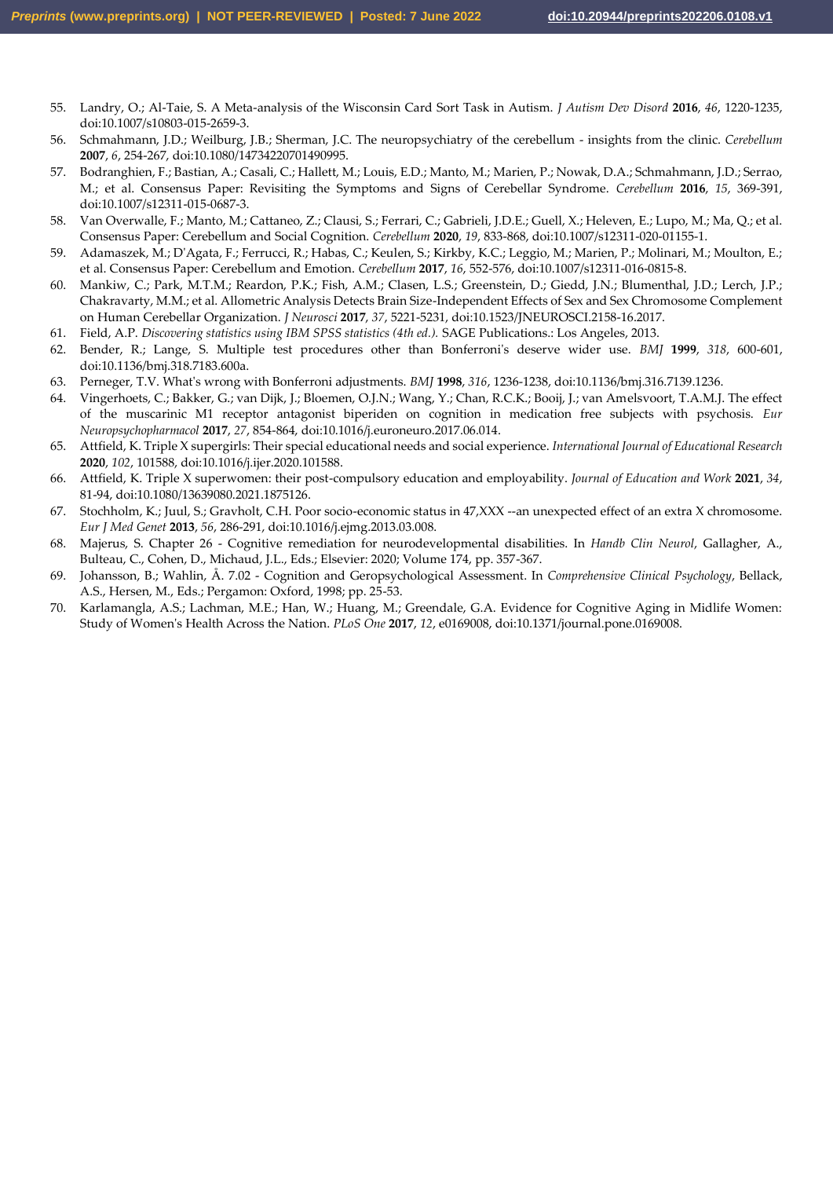55. Landry, O.; Al-Taie, S. A Meta-analysis of the Wisconsin Card Sort Task in Autism. *J Autism Dev Disord* **2016**, *46*, 1220-1235, doi:10.1007/s10803-015-2659-3.
56. Schmahmann, J.D.; Weilburg, J.B.; Sherman, J.C. The neuropsychiatry of the cerebellum - insights from the clinic. *Cerebellum* **2007**, *6*, 254-267, doi:10.1080/14734220701490995.
57. Bodranghien, F.; Bastian, A.; Casali, C.; Hallett, M.; Louis, E.D.; Manto, M.; Marien, P.; Nowak, D.A.; Schmahmann, J.D.; Serrao, M.; et al. Consensus Paper: Revisiting the Symptoms and Signs of Cerebellar Syndrome. *Cerebellum* **2016**, *15*, 369-391, doi:10.1007/s12311-015-0687-3.
58. Van Overwalle, F.; Manto, M.; Cattaneo, Z.; Clausi, S.; Ferrari, C.; Gabrieli, J.D.E.; Guell, X.; Heleven, E.; Lupo, M.; Ma, Q.; et al. Consensus Paper: Cerebellum and Social Cognition. *Cerebellum* **2020**, *19*, 833-868, doi:10.1007/s12311-020-01155-1.
59. Adamaszek, M.; D'Agata, F.; Ferrucci, R.; Habas, C.; Keulen, S.; Kirkby, K.C.; Leggio, M.; Marien, P.; Molinari, M.; Moulton, E.; et al. Consensus Paper: Cerebellum and Emotion. *Cerebellum* **2017**, *16*, 552-576, doi:10.1007/s12311-016-0815-8.
60. Mankiw, C.; Park, M.T.M.; Reardon, P.K.; Fish, A.M.; Clasen, L.S.; Greenstein, D.; Giedd, J.N.; Blumenthal, J.D.; Lerch, J.P.; Chakravarty, M.M.; et al. Allometric Analysis Detects Brain Size-Independent Effects of Sex and Sex Chromosome Complement on Human Cerebellar Organization. *J Neurosci* **2017**, *37*, 5221-5231, doi:10.1523/JNEUROSCI.2158-16.2017.
61. Field, A.P. *Discovering statistics using IBM SPSS statistics (4th ed.).* SAGE Publications.: Los Angeles, 2013.
62. Bender, R.; Lange, S. Multiple test procedures other than Bonferroni's deserve wider use. *BMJ* **1999**, *318*, 600-601, doi:10.1136/bmj.318.7183.600a.
63. Perneger, T.V. What's wrong with Bonferroni adjustments. *BMJ* **1998**, *316*, 1236-1238, doi:10.1136/bmj.316.7139.1236.
64. Vingerhoets, C.; Bakker, G.; van Dijk, J.; Bloemen, O.J.N.; Wang, Y.; Chan, R.C.K.; Booij, J.; van Amelsvoort, T.A.M.J. The effect of the muscarinic M1 receptor antagonist biperiden on cognition in medication free subjects with psychosis. *Eur Neuropsychopharmacol* **2017**, *27*, 854-864, doi:10.1016/j.euroneuro.2017.06.014.
65. Attfield, K. Triple X supergirls: Their special educational needs and social experience. *International Journal of Educational Research* **2020**, *102*, 101588, doi:10.1016/j.ijer.2020.101588.
66. Attfield, K. Triple X superwomen: their post-compulsory education and employability. *Journal of Education and Work* **2021**, *34*, 81-94, doi:10.1080/13639080.2021.1875126.
67. Stochholm, K.; Juul, S.; Gravholt, C.H. Poor socio-economic status in 47,XXX --an unexpected effect of an extra X chromosome. *Eur J Med Genet* **2013**, *56*, 286-291, doi:10.1016/j.ejmg.2013.03.008.
68. Majerus, S. Chapter 26 - Cognitive remediation for neurodevelopmental disabilities. In *Handb Clin Neurol*, Gallagher, A., Bulteau, C., Cohen, D., Michaud, J.L., Eds.; Elsevier: 2020; Volume 174, pp. 357-367.
69. Johansson, B.; Wahlin, Å. 7.02 - Cognition and Geropsychological Assessment. In *Comprehensive Clinical Psychology*, Bellack, A.S., Hersen, M., Eds.; Pergamon: Oxford, 1998; pp. 25-53.
70. Karlamangla, A.S.; Lachman, M.E.; Han, W.; Huang, M.; Greendale, G.A. Evidence for Cognitive Aging in Midlife Women: Study of Women's Health Across the Nation. *PLoS One* **2017**, *12*, e0169008, doi:10.1371/journal.pone.0169008.